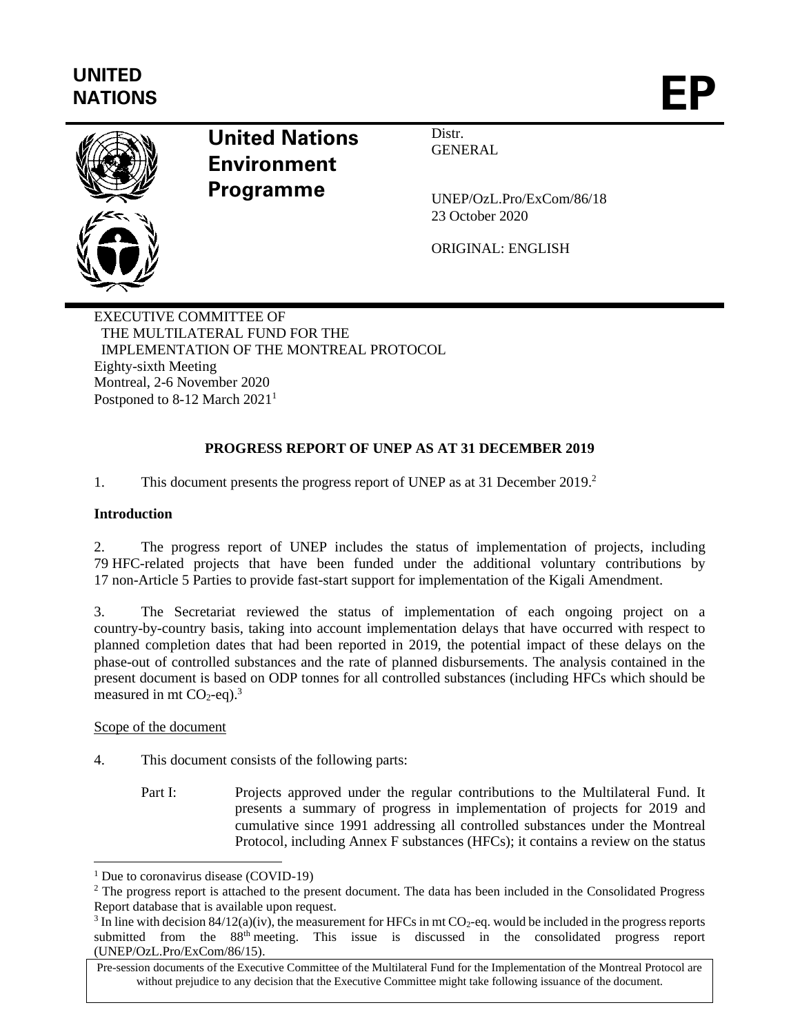UNITED NATIONS

# EP

**United Nations Environment Programme**

Distr.
GENERAL

UNEP/OzL.Pro/ExCom/86/18
23 October 2020

ORIGINAL: ENGLISH

EXECUTIVE COMMITTEE OF
THE MULTILATERAL FUND FOR THE
IMPLEMENTATION OF THE MONTREAL PROTOCOL
Eighty-sixth Meeting
Montreal, 2-6 November 2020
Postponed to 8-12 March 2021[1]

## PROGRESS REPORT OF UNEP AS AT 31 DECEMBER 2019

1. This document presents the progress report of UNEP as at 31 December 2019.[2]

**Introduction**

2. The progress report of UNEP includes the status of implementation of projects, including 79 HFC-related projects that have been funded under the additional voluntary contributions by 17 non-Article 5 Parties to provide fast-start support for implementation of the Kigali Amendment.

3. The Secretariat reviewed the status of implementation of each ongoing project on a country-by-country basis, taking into account implementation delays that have occurred with respect to planned completion dates that had been reported in 2019, the potential impact of these delays on the phase-out of controlled substances and the rate of planned disbursements. The analysis contained in the present document is based on ODP tonnes for all controlled substances (including HFCs which should be measured in mt $CO_2$-eq).[3]

Scope of the document

4. This document consists of the following parts:

Part I: Projects approved under the regular contributions to the Multilateral Fund. It presents a summary of progress in implementation of projects for 2019 and cumulative since 1991 addressing all controlled substances under the Montreal Protocol, including Annex F substances (HFCs); it contains a review on the status

[1] Due to coronavirus disease (COVID-19)

[2] The progress report is attached to the present document. The data has been included in the Consolidated Progress Report database that is available upon request.

[3] In line with decision 84/12(a)(iv), the measurement for HFCs in mt $CO_2$-eq. would be included in the progress reports submitted from the 88th meeting. This issue is discussed in the consolidated progress report (UNEP/OzL.Pro/ExCom/86/15).

Pre-session documents of the Executive Committee of the Multilateral Fund for the Implementation of the Montreal Protocol are without prejudice to any decision that the Executive Committee might take following issuance of the document.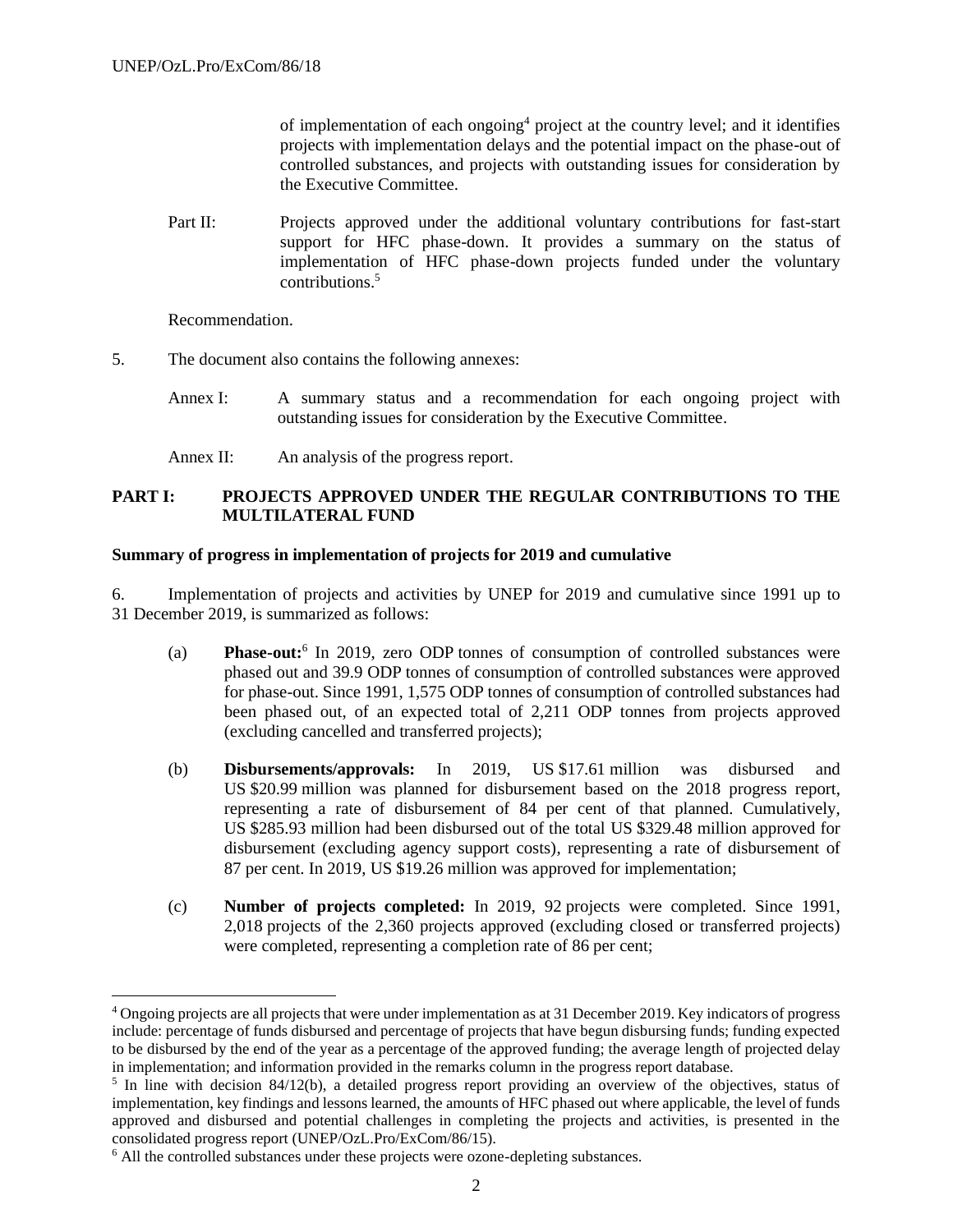of implementation of each ongoing[4] project at the country level; and it identifies projects with implementation delays and the potential impact on the phase-out of controlled substances, and projects with outstanding issues for consideration by the Executive Committee.

Part II: Projects approved under the additional voluntary contributions for fast-start support for HFC phase-down. It provides a summary on the status of implementation of HFC phase-down projects funded under the voluntary contributions.[5]

Recommendation.

5. The document also contains the following annexes:

Annex I: A summary status and a recommendation for each ongoing project with outstanding issues for consideration by the Executive Committee.

Annex II: An analysis of the progress report.

## PART I: PROJECTS APPROVED UNDER THE REGULAR CONTRIBUTIONS TO THE MULTILATERAL FUND

### Summary of progress in implementation of projects for 2019 and cumulative

6. Implementation of projects and activities by UNEP for 2019 and cumulative since 1991 up to 31 December 2019, is summarized as follows:

(a) **Phase-out:**[6] In 2019, zero ODP tonnes of consumption of controlled substances were phased out and 39.9 ODP tonnes of consumption of controlled substances were approved for phase-out. Since 1991, 1,575 ODP tonnes of consumption of controlled substances had been phased out, of an expected total of 2,211 ODP tonnes from projects approved (excluding cancelled and transferred projects);

(b) **Disbursements/approvals:** In 2019, US $17.61 million was disbursed and US $20.99 million was planned for disbursement based on the 2018 progress report, representing a rate of disbursement of 84 per cent of that planned. Cumulatively, US $285.93 million had been disbursed out of the total US $329.48 million approved for disbursement (excluding agency support costs), representing a rate of disbursement of 87 per cent. In 2019, US $19.26 million was approved for implementation;

(c) **Number of projects completed:** In 2019, 92 projects were completed. Since 1991, 2,018 projects of the 2,360 projects approved (excluding closed or transferred projects) were completed, representing a completion rate of 86 per cent;

---

[4] Ongoing projects are all projects that were under implementation as at 31 December 2019. Key indicators of progress include: percentage of funds disbursed and percentage of projects that have begun disbursing funds; funding expected to be disbursed by the end of the year as a percentage of the approved funding; the average length of projected delay in implementation; and information provided in the remarks column in the progress report database.

[5] In line with decision 84/12(b), a detailed progress report providing an overview of the objectives, status of implementation, key findings and lessons learned, the amounts of HFC phased out where applicable, the level of funds approved and disbursed and potential challenges in completing the projects and activities, is presented in the consolidated progress report (UNEP/OzL.Pro/ExCom/86/15).

[6] All the controlled substances under these projects were ozone-depleting substances.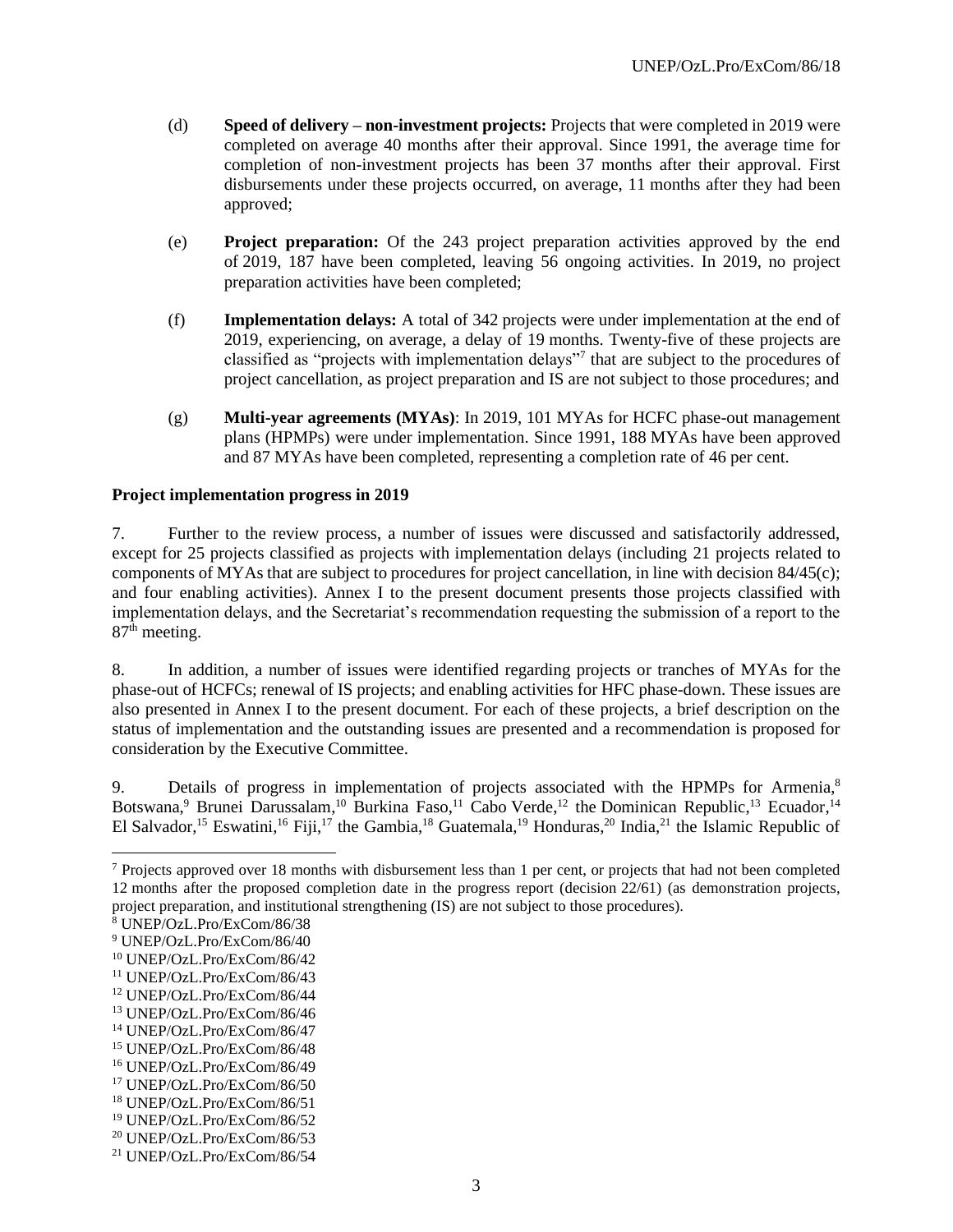(d) **Speed of delivery – non-investment projects:** Projects that were completed in 2019 were completed on average 40 months after their approval. Since 1991, the average time for completion of non-investment projects has been 37 months after their approval. First disbursements under these projects occurred, on average, 11 months after they had been approved;

(e) **Project preparation:** Of the 243 project preparation activities approved by the end of 2019, 187 have been completed, leaving 56 ongoing activities. In 2019, no project preparation activities have been completed;

(f) **Implementation delays:** A total of 342 projects were under implementation at the end of 2019, experiencing, on average, a delay of 19 months. Twenty-five of these projects are classified as "projects with implementation delays"[7] that are subject to the procedures of project cancellation, as project preparation and IS are not subject to those procedures; and

(g) **Multi-year agreements (MYAs)**: In 2019, 101 MYAs for HCFC phase-out management plans (HPMPs) were under implementation. Since 1991, 188 MYAs have been approved and 87 MYAs have been completed, representing a completion rate of 46 per cent.

**Project implementation progress in 2019**

7. Further to the review process, a number of issues were discussed and satisfactorily addressed, except for 25 projects classified as projects with implementation delays (including 21 projects related to components of MYAs that are subject to procedures for project cancellation, in line with decision 84/45(c); and four enabling activities). Annex I to the present document presents those projects classified with implementation delays, and the Secretariat's recommendation requesting the submission of a report to the 87th meeting.

8. In addition, a number of issues were identified regarding projects or tranches of MYAs for the phase-out of HCFCs; renewal of IS projects; and enabling activities for HFC phase-down. These issues are also presented in Annex I to the present document. For each of these projects, a brief description on the status of implementation and the outstanding issues are presented and a recommendation is proposed for consideration by the Executive Committee.

9. Details of progress in implementation of projects associated with the HPMPs for Armenia,[8] Botswana,[9] Brunei Darussalam,[10] Burkina Faso,[11] Cabo Verde,[12] the Dominican Republic,[13] Ecuador,[14] El Salvador,[15] Eswatini,[16] Fiji,[17] the Gambia,[18] Guatemala,[19] Honduras,[20] India,[21] the Islamic Republic of

---

[7] Projects approved over 18 months with disbursement less than 1 per cent, or projects that had not been completed 12 months after the proposed completion date in the progress report (decision 22/61) (as demonstration projects, project preparation, and institutional strengthening (IS) are not subject to those procedures).

[8] UNEP/OzL.Pro/ExCom/86/38

[9] UNEP/OzL.Pro/ExCom/86/40

[10] UNEP/OzL.Pro/ExCom/86/42

[11] UNEP/OzL.Pro/ExCom/86/43

[12] UNEP/OzL.Pro/ExCom/86/44

[13] UNEP/OzL.Pro/ExCom/86/46

[14] UNEP/OzL.Pro/ExCom/86/47

[15] UNEP/OzL.Pro/ExCom/86/48

[16] UNEP/OzL.Pro/ExCom/86/49

[17] UNEP/OzL.Pro/ExCom/86/50

[18] UNEP/OzL.Pro/ExCom/86/51

[19] UNEP/OzL.Pro/ExCom/86/52

[20] UNEP/OzL.Pro/ExCom/86/53

[21] UNEP/OzL.Pro/ExCom/86/54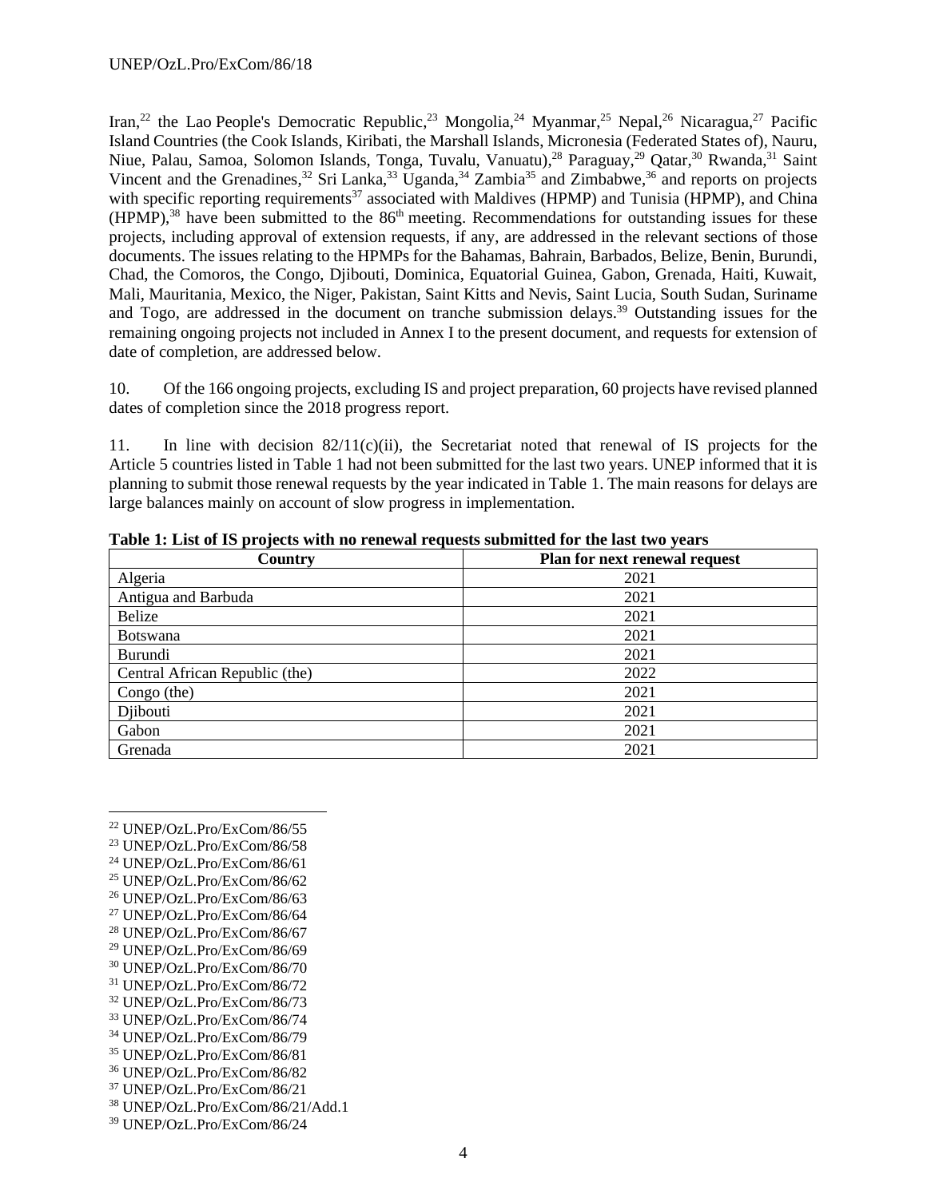Iran,[22] the Lao People's Democratic Republic,[23] Mongolia,[24] Myanmar,[25] Nepal,[26] Nicaragua,[27] Pacific Island Countries (the Cook Islands, Kiribati, the Marshall Islands, Micronesia (Federated States of), Nauru, Niue, Palau, Samoa, Solomon Islands, Tonga, Tuvalu, Vanuatu),[28] Paraguay,[29] Qatar,[30] Rwanda,[31] Saint Vincent and the Grenadines,[32] Sri Lanka,[33] Uganda,[34] Zambia[35] and Zimbabwe,[36] and reports on projects with specific reporting requirements[37] associated with Maldives (HPMP) and Tunisia (HPMP), and China (HPMP),[38] have been submitted to the 86th meeting. Recommendations for outstanding issues for these projects, including approval of extension requests, if any, are addressed in the relevant sections of those documents. The issues relating to the HPMPs for the Bahamas, Bahrain, Barbados, Belize, Benin, Burundi, Chad, the Comoros, the Congo, Djibouti, Dominica, Equatorial Guinea, Gabon, Grenada, Haiti, Kuwait, Mali, Mauritania, Mexico, the Niger, Pakistan, Saint Kitts and Nevis, Saint Lucia, South Sudan, Suriname and Togo, are addressed in the document on tranche submission delays.[39] Outstanding issues for the remaining ongoing projects not included in Annex I to the present document, and requests for extension of date of completion, are addressed below.

10. Of the 166 ongoing projects, excluding IS and project preparation, 60 projects have revised planned dates of completion since the 2018 progress report.

11. In line with decision 82/11(c)(ii), the Secretariat noted that renewal of IS projects for the Article 5 countries listed in Table 1 had not been submitted for the last two years. UNEP informed that it is planning to submit those renewal requests by the year indicated in Table 1. The main reasons for delays are large balances mainly on account of slow progress in implementation.

**Table 1: List of IS projects with no renewal requests submitted for the last two years**

| Country | Plan for next renewal request |
|---|---|
| Algeria | 2021 |
| Antigua and Barbuda | 2021 |
| Belize | 2021 |
| Botswana | 2021 |
| Burundi | 2021 |
| Central African Republic (the) | 2022 |
| Congo (the) | 2021 |
| Djibouti | 2021 |
| Gabon | 2021 |
| Grenada | 2021 |

[22] UNEP/OzL.Pro/ExCom/86/55
[23] UNEP/OzL.Pro/ExCom/86/58
[24] UNEP/OzL.Pro/ExCom/86/61
[25] UNEP/OzL.Pro/ExCom/86/62
[26] UNEP/OzL.Pro/ExCom/86/63
[27] UNEP/OzL.Pro/ExCom/86/64
[28] UNEP/OzL.Pro/ExCom/86/67
[29] UNEP/OzL.Pro/ExCom/86/69
[30] UNEP/OzL.Pro/ExCom/86/70
[31] UNEP/OzL.Pro/ExCom/86/72
[32] UNEP/OzL.Pro/ExCom/86/73
[33] UNEP/OzL.Pro/ExCom/86/74
[34] UNEP/OzL.Pro/ExCom/86/79
[35] UNEP/OzL.Pro/ExCom/86/81
[36] UNEP/OzL.Pro/ExCom/86/82
[37] UNEP/OzL.Pro/ExCom/86/21
[38] UNEP/OzL.Pro/ExCom/86/21/Add.1
[39] UNEP/OzL.Pro/ExCom/86/24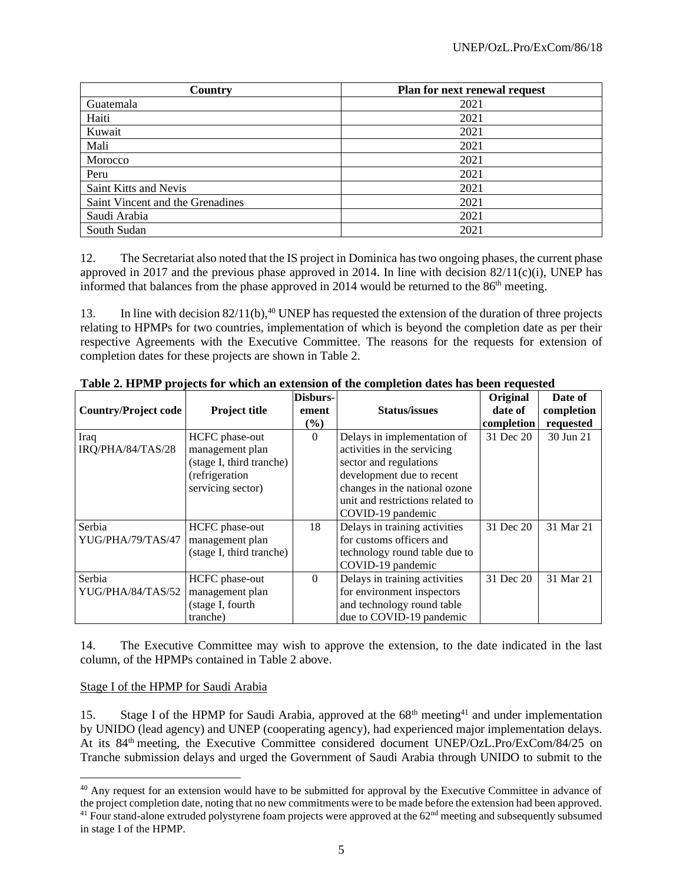| Country | Plan for next renewal request |
|---|---|
| Guatemala | 2021 |
| Haiti | 2021 |
| Kuwait | 2021 |
| Mali | 2021 |
| Morocco | 2021 |
| Peru | 2021 |
| Saint Kitts and Nevis | 2021 |
| Saint Vincent and the Grenadines | 2021 |
| Saudi Arabia | 2021 |
| South Sudan | 2021 |

12. The Secretariat also noted that the IS project in Dominica has two ongoing phases, the current phase approved in 2017 and the previous phase approved in 2014. In line with decision 82/11(c)(i), UNEP has informed that balances from the phase approved in 2014 would be returned to the 86th meeting.

13. In line with decision 82/11(b),[40] UNEP has requested the extension of the duration of three projects relating to HPMPs for two countries, implementation of which is beyond the completion date as per their respective Agreements with the Executive Committee. The reasons for the requests for extension of completion dates for these projects are shown in Table 2.

**Table 2. HPMP projects for which an extension of the completion dates has been requested**

| Country/Project code | Project title | Disburs-ement (%) | Status/issues | Original date of completion | Date of completion requested |
|---|---|---|---|---|---|
| Iraq IRQ/PHA/84/TAS/28 | HCFC phase-out management plan (stage I, third tranche) (refrigeration servicing sector) | 0 | Delays in implementation of activities in the servicing sector and regulations development due to recent changes in the national ozone unit and restrictions related to COVID-19 pandemic | 31 Dec 20 | 30 Jun 21 |
| Serbia YUG/PHA/79/TAS/47 | HCFC phase-out management plan (stage I, third tranche) | 18 | Delays in training activities for customs officers and technology round table due to COVID-19 pandemic | 31 Dec 20 | 31 Mar 21 |
| Serbia YUG/PHA/84/TAS/52 | HCFC phase-out management plan (stage I, fourth tranche) | 0 | Delays in training activities for environment inspectors and technology round table due to COVID-19 pandemic | 31 Dec 20 | 31 Mar 21 |

14. The Executive Committee may wish to approve the extension, to the date indicated in the last column, of the HPMPs contained in Table 2 above.

Stage I of the HPMP for Saudi Arabia

15. Stage I of the HPMP for Saudi Arabia, approved at the 68th meeting[41] and under implementation by UNIDO (lead agency) and UNEP (cooperating agency), had experienced major implementation delays. At its 84th meeting, the Executive Committee considered document UNEP/OzL.Pro/ExCom/84/25 on Tranche submission delays and urged the Government of Saudi Arabia through UNIDO to submit to the

---

[40] Any request for an extension would have to be submitted for approval by the Executive Committee in advance of the project completion date, noting that no new commitments were to be made before the extension had been approved.

[41] Four stand-alone extruded polystyrene foam projects were approved at the 62nd meeting and subsequently subsumed in stage I of the HPMP.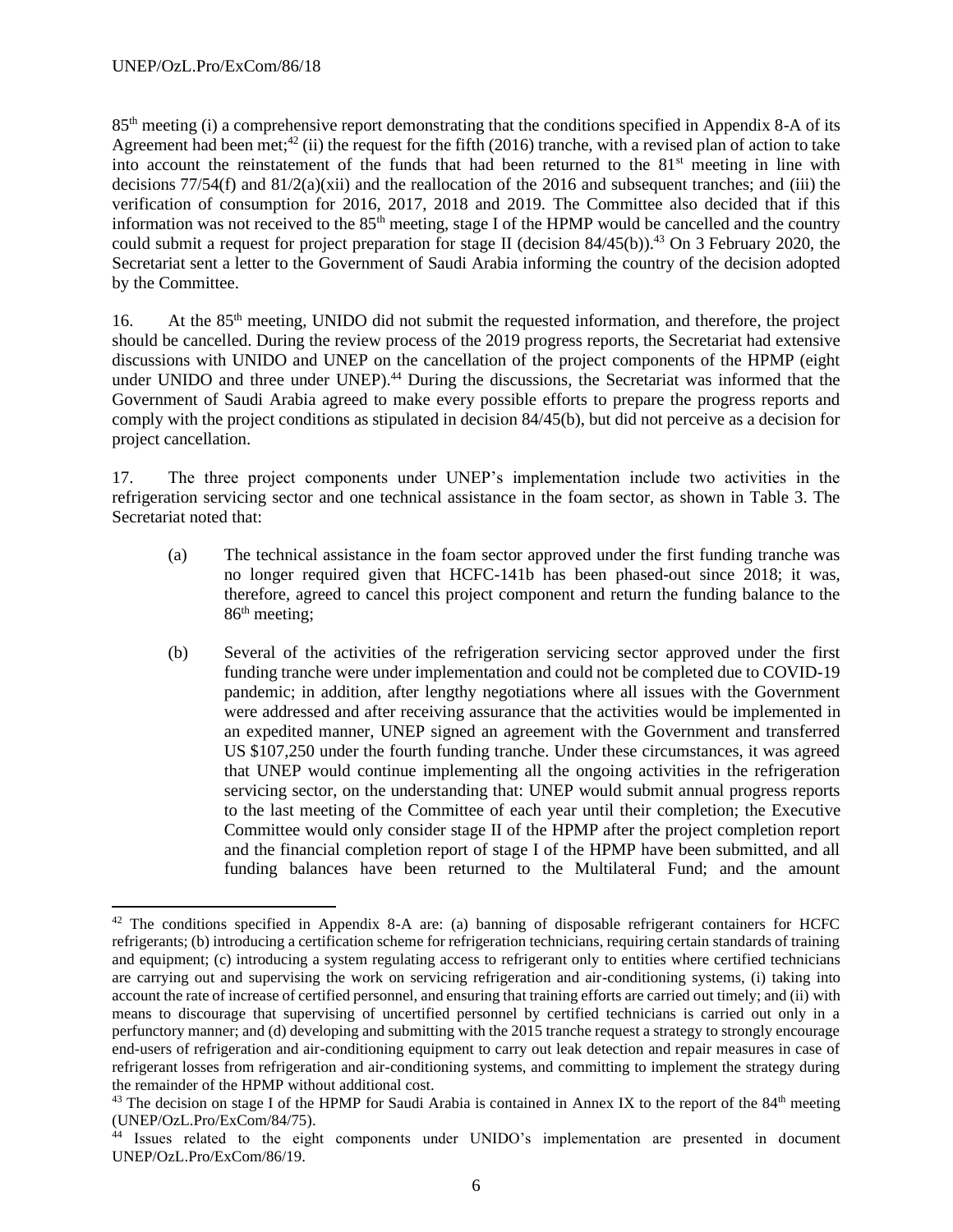85th meeting (i) a comprehensive report demonstrating that the conditions specified in Appendix 8-A of its Agreement had been met;[42] (ii) the request for the fifth (2016) tranche, with a revised plan of action to take into account the reinstatement of the funds that had been returned to the 81st meeting in line with decisions 77/54(f) and 81/2(a)(xii) and the reallocation of the 2016 and subsequent tranches; and (iii) the verification of consumption for 2016, 2017, 2018 and 2019. The Committee also decided that if this information was not received to the 85th meeting, stage I of the HPMP would be cancelled and the country could submit a request for project preparation for stage II (decision 84/45(b)).[43] On 3 February 2020, the Secretariat sent a letter to the Government of Saudi Arabia informing the country of the decision adopted by the Committee.

16. At the 85th meeting, UNIDO did not submit the requested information, and therefore, the project should be cancelled. During the review process of the 2019 progress reports, the Secretariat had extensive discussions with UNIDO and UNEP on the cancellation of the project components of the HPMP (eight under UNIDO and three under UNEP).[44] During the discussions, the Secretariat was informed that the Government of Saudi Arabia agreed to make every possible efforts to prepare the progress reports and comply with the project conditions as stipulated in decision 84/45(b), but did not perceive as a decision for project cancellation.

17. The three project components under UNEP's implementation include two activities in the refrigeration servicing sector and one technical assistance in the foam sector, as shown in Table 3. The Secretariat noted that:

(a) The technical assistance in the foam sector approved under the first funding tranche was no longer required given that HCFC-141b has been phased-out since 2018; it was, therefore, agreed to cancel this project component and return the funding balance to the 86th meeting;

(b) Several of the activities of the refrigeration servicing sector approved under the first funding tranche were under implementation and could not be completed due to COVID-19 pandemic; in addition, after lengthy negotiations where all issues with the Government were addressed and after receiving assurance that the activities would be implemented in an expedited manner, UNEP signed an agreement with the Government and transferred US $107,250 under the fourth funding tranche. Under these circumstances, it was agreed that UNEP would continue implementing all the ongoing activities in the refrigeration servicing sector, on the understanding that: UNEP would submit annual progress reports to the last meeting of the Committee of each year until their completion; the Executive Committee would only consider stage II of the HPMP after the project completion report and the financial completion report of stage I of the HPMP have been submitted, and all funding balances have been returned to the Multilateral Fund; and the amount

---

[42] The conditions specified in Appendix 8-A are: (a) banning of disposable refrigerant containers for HCFC refrigerants; (b) introducing a certification scheme for refrigeration technicians, requiring certain standards of training and equipment; (c) introducing a system regulating access to refrigerant only to entities where certified technicians are carrying out and supervising the work on servicing refrigeration and air-conditioning systems, (i) taking into account the rate of increase of certified personnel, and ensuring that training efforts are carried out timely; and (ii) with means to discourage that supervising of uncertified personnel by certified technicians is carried out only in a perfunctory manner; and (d) developing and submitting with the 2015 tranche request a strategy to strongly encourage end-users of refrigeration and air-conditioning equipment to carry out leak detection and repair measures in case of refrigerant losses from refrigeration and air-conditioning systems, and committing to implement the strategy during the remainder of the HPMP without additional cost.

[43] The decision on stage I of the HPMP for Saudi Arabia is contained in Annex IX to the report of the 84th meeting (UNEP/OzL.Pro/ExCom/84/75).

[44] Issues related to the eight components under UNIDO's implementation are presented in document UNEP/OzL.Pro/ExCom/86/19.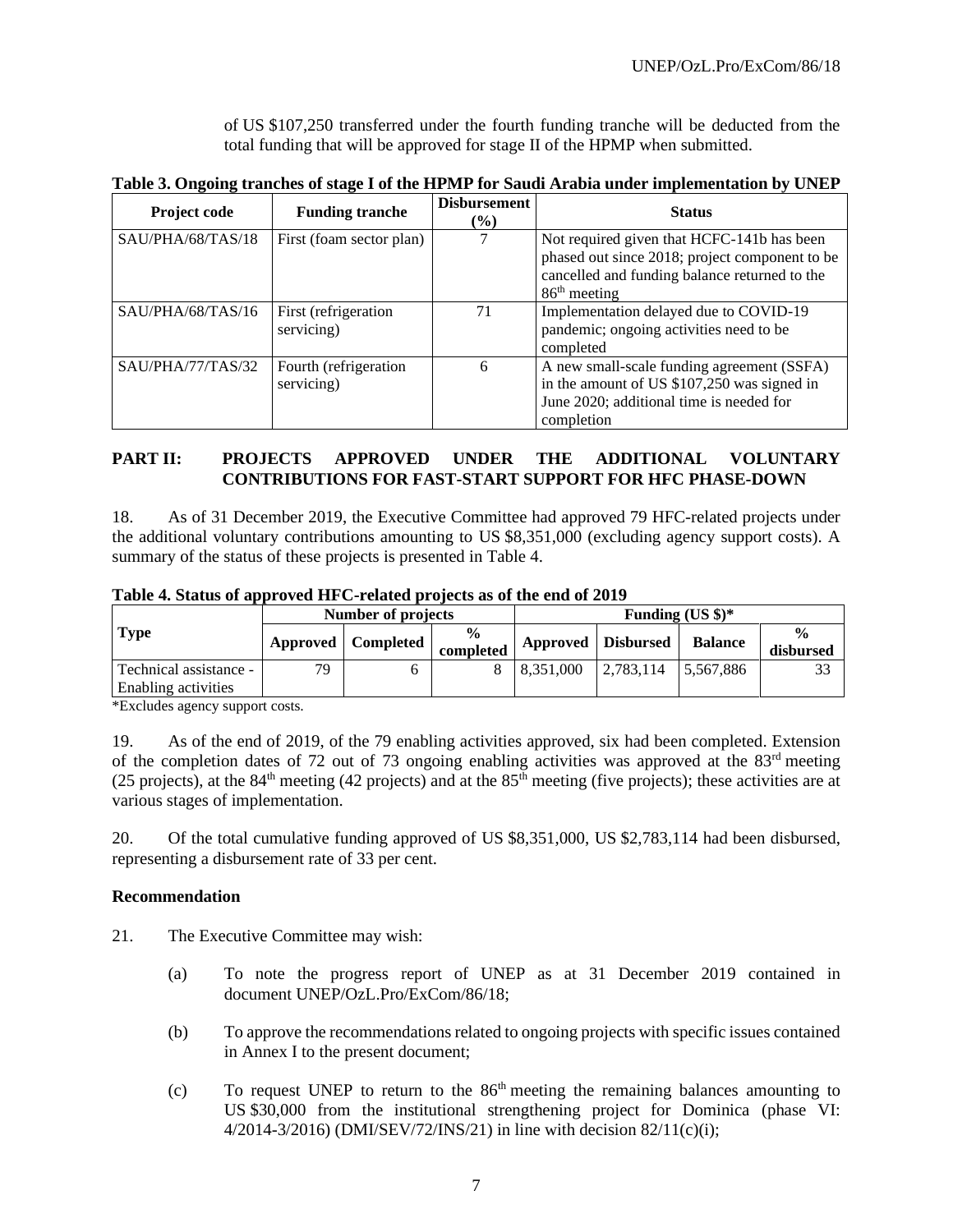of US $107,250 transferred under the fourth funding tranche will be deducted from the total funding that will be approved for stage II of the HPMP when submitted.

**Table 3. Ongoing tranches of stage I of the HPMP for Saudi Arabia under implementation by UNEP**

| Project code | Funding tranche | Disbursement (%) | Status |
|---|---|---|---|
| SAU/PHA/68/TAS/18 | First (foam sector plan) | 7 | Not required given that HCFC-141b has been phased out since 2018; project component to be cancelled and funding balance returned to the 86th meeting |
| SAU/PHA/68/TAS/16 | First (refrigeration servicing) | 71 | Implementation delayed due to COVID-19 pandemic; ongoing activities need to be completed |
| SAU/PHA/77/TAS/32 | Fourth (refrigeration servicing) | 6 | A new small-scale funding agreement (SSFA) in the amount of US $107,250 was signed in June 2020; additional time is needed for completion |

## PART II: PROJECTS APPROVED UNDER THE ADDITIONAL VOLUNTARY CONTRIBUTIONS FOR FAST-START SUPPORT FOR HFC PHASE-DOWN

18. As of 31 December 2019, the Executive Committee had approved 79 HFC-related projects under the additional voluntary contributions amounting to US $8,351,000 (excluding agency support costs). A summary of the status of these projects is presented in Table 4.

**Table 4. Status of approved HFC-related projects as of the end of 2019**

| Type | Number of projects | | | Funding (US $)* | | | |
|---|---|---|---|---|---|---|---|
| | Approved | Completed | % completed | Approved | Disbursed | Balance | % disbursed |
| Technical assistance - Enabling activities | 79 | 6 | 8 | 8,351,000 | 2,783,114 | 5,567,886 | 33 |

*Excludes agency support costs.

19. As of the end of 2019, of the 79 enabling activities approved, six had been completed. Extension of the completion dates of 72 out of 73 ongoing enabling activities was approved at the 83rd meeting (25 projects), at the 84th meeting (42 projects) and at the 85th meeting (five projects); these activities are at various stages of implementation.

20. Of the total cumulative funding approved of US $8,351,000, US $2,783,114 had been disbursed, representing a disbursement rate of 33 per cent.

### Recommendation

21. The Executive Committee may wish:

(a) To note the progress report of UNEP as at 31 December 2019 contained in document UNEP/OzL.Pro/ExCom/86/18;

(b) To approve the recommendations related to ongoing projects with specific issues contained in Annex I to the present document;

(c) To request UNEP to return to the 86th meeting the remaining balances amounting to US $30,000 from the institutional strengthening project for Dominica (phase VI: 4/2014-3/2016) (DMI/SEV/72/INS/21) in line with decision 82/11(c)(i);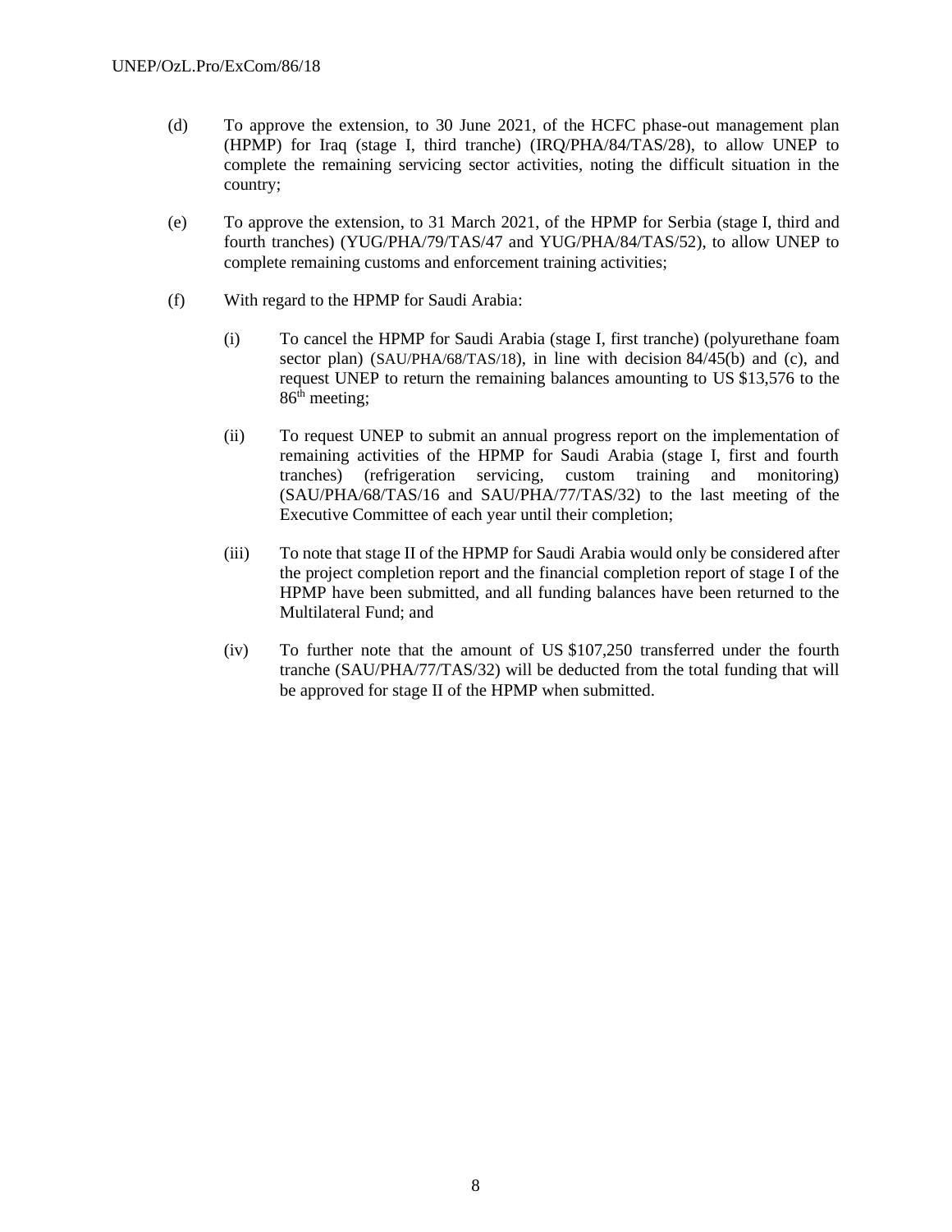(d) To approve the extension, to 30 June 2021, of the HCFC phase-out management plan (HPMP) for Iraq (stage I, third tranche) (IRQ/PHA/84/TAS/28), to allow UNEP to complete the remaining servicing sector activities, noting the difficult situation in the country;

(e) To approve the extension, to 31 March 2021, of the HPMP for Serbia (stage I, third and fourth tranches) (YUG/PHA/79/TAS/47 and YUG/PHA/84/TAS/52), to allow UNEP to complete remaining customs and enforcement training activities;

(f) With regard to the HPMP for Saudi Arabia:

(i) To cancel the HPMP for Saudi Arabia (stage I, first tranche) (polyurethane foam sector plan) (SAU/PHA/68/TAS/18), in line with decision 84/45(b) and (c), and request UNEP to return the remaining balances amounting to US $13,576 to the 86th meeting;

(ii) To request UNEP to submit an annual progress report on the implementation of remaining activities of the HPMP for Saudi Arabia (stage I, first and fourth tranches) (refrigeration servicing, custom training and monitoring) (SAU/PHA/68/TAS/16 and SAU/PHA/77/TAS/32) to the last meeting of the Executive Committee of each year until their completion;

(iii) To note that stage II of the HPMP for Saudi Arabia would only be considered after the project completion report and the financial completion report of stage I of the HPMP have been submitted, and all funding balances have been returned to the Multilateral Fund; and

(iv) To further note that the amount of US $107,250 transferred under the fourth tranche (SAU/PHA/77/TAS/32) will be deducted from the total funding that will be approved for stage II of the HPMP when submitted.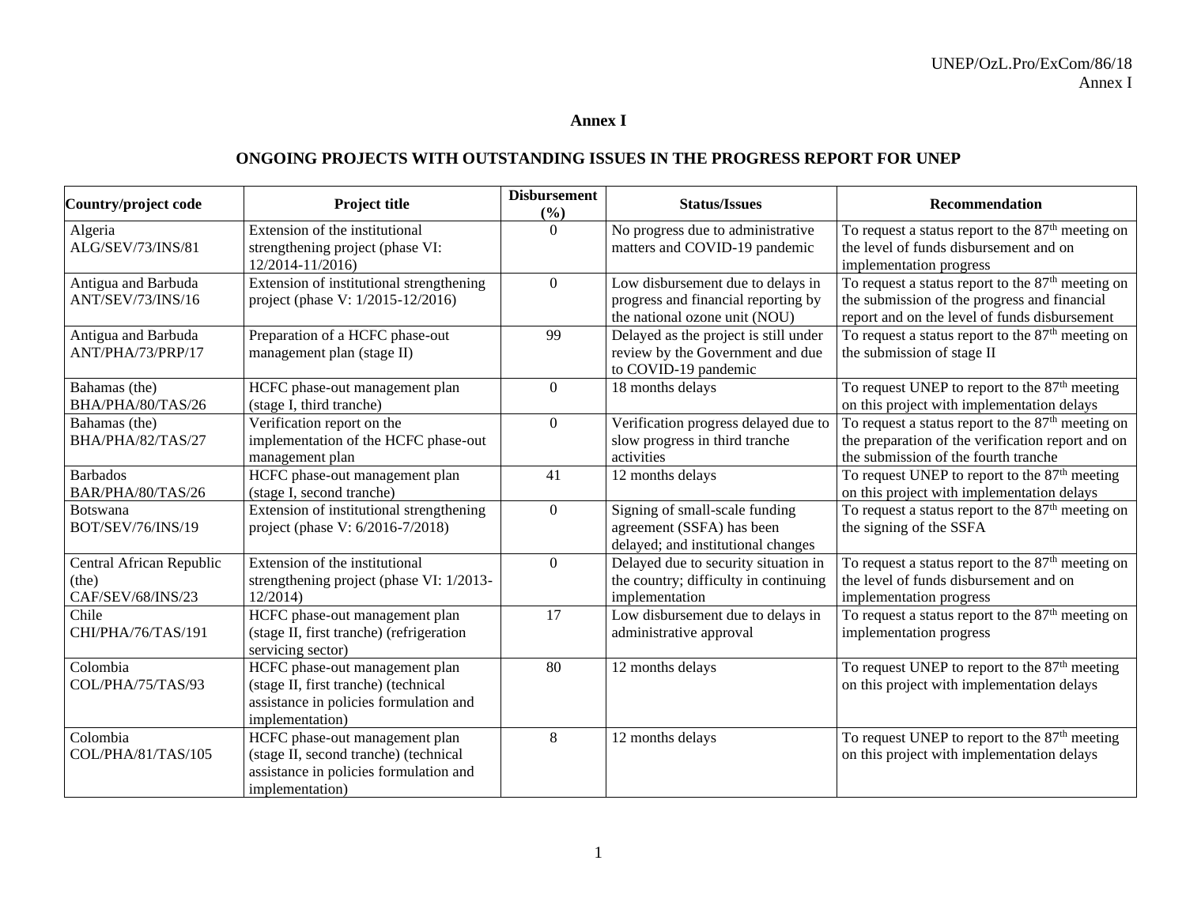# Annex I

## ONGOING PROJECTS WITH OUTSTANDING ISSUES IN THE PROGRESS REPORT FOR UNEP

| Country/project code | Project title | Disbursement (%) | Status/Issues | Recommendation |
|---|---|---|---|---|
| Algeria ALG/SEV/73/INS/81 | Extension of the institutional strengthening project (phase VI: 12/2014-11/2016) | 0 | No progress due to administrative matters and COVID-19 pandemic | To request a status report to the 87th meeting on the level of funds disbursement and on implementation progress |
| Antigua and Barbuda ANT/SEV/73/INS/16 | Extension of institutional strengthening project (phase V: 1/2015-12/2016) | 0 | Low disbursement due to delays in progress and financial reporting by the national ozone unit (NOU) | To request a status report to the 87th meeting on the submission of the progress and financial report and on the level of funds disbursement |
| Antigua and Barbuda ANT/PHA/73/PRP/17 | Preparation of a HCFC phase-out management plan (stage II) | 99 | Delayed as the project is still under review by the Government and due to COVID-19 pandemic | To request a status report to the 87th meeting on the submission of stage II |
| Bahamas (the) BHA/PHA/80/TAS/26 | HCFC phase-out management plan (stage I, third tranche) | 0 | 18 months delays | To request UNEP to report to the 87th meeting on this project with implementation delays |
| Bahamas (the) BHA/PHA/82/TAS/27 | Verification report on the implementation of the HCFC phase-out management plan | 0 | Verification progress delayed due to slow progress in third tranche activities | To request a status report to the 87th meeting on the preparation of the verification report and on the submission of the fourth tranche |
| Barbados BAR/PHA/80/TAS/26 | HCFC phase-out management plan (stage I, second tranche) | 41 | 12 months delays | To request UNEP to report to the 87th meeting on this project with implementation delays |
| Botswana BOT/SEV/76/INS/19 | Extension of institutional strengthening project (phase V: 6/2016-7/2018) | 0 | Signing of small-scale funding agreement (SSFA) has been delayed; and institutional changes | To request a status report to the 87th meeting on the signing of the SSFA |
| Central African Republic (the) CAF/SEV/68/INS/23 | Extension of the institutional strengthening project (phase VI: 1/2013-12/2014) | 0 | Delayed due to security situation in the country; difficulty in continuing implementation | To request a status report to the 87th meeting on the level of funds disbursement and on implementation progress |
| Chile CHI/PHA/76/TAS/191 | HCFC phase-out management plan (stage II, first tranche) (refrigeration servicing sector) | 17 | Low disbursement due to delays in administrative approval | To request a status report to the 87th meeting on implementation progress |
| Colombia COL/PHA/75/TAS/93 | HCFC phase-out management plan (stage II, first tranche) (technical assistance in policies formulation and implementation) | 80 | 12 months delays | To request UNEP to report to the 87th meeting on this project with implementation delays |
| Colombia COL/PHA/81/TAS/105 | HCFC phase-out management plan (stage II, second tranche) (technical assistance in policies formulation and implementation) | 8 | 12 months delays | To request UNEP to report to the 87th meeting on this project with implementation delays |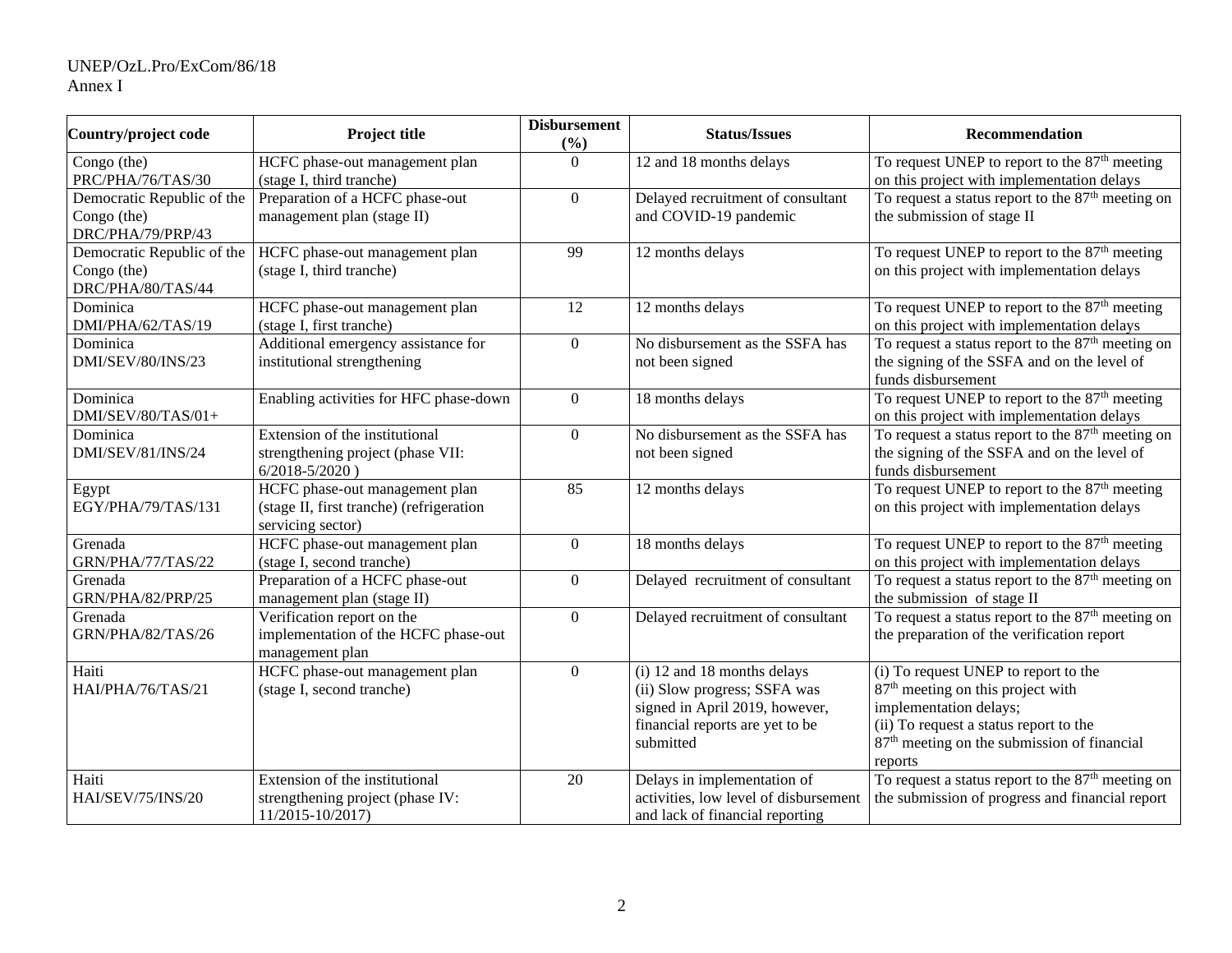| Country/project code | Project title | Disbursement (%) | Status/Issues | Recommendation |
|---|---|---|---|---|
| Congo (the) PRC/PHA/76/TAS/30 | HCFC phase-out management plan (stage I, third tranche) | 0 | 12 and 18 months delays | To request UNEP to report to the 87th meeting on this project with implementation delays |
| Democratic Republic of the Congo (the) DRC/PHA/79/PRP/43 | Preparation of a HCFC phase-out management plan (stage II) | 0 | Delayed recruitment of consultant and COVID-19 pandemic | To request a status report to the 87th meeting on the submission of stage II |
| Democratic Republic of the Congo (the) DRC/PHA/80/TAS/44 | HCFC phase-out management plan (stage I, third tranche) | 99 | 12 months delays | To request UNEP to report to the 87th meeting on this project with implementation delays |
| Dominica DMI/PHA/62/TAS/19 | HCFC phase-out management plan (stage I, first tranche) | 12 | 12 months delays | To request UNEP to report to the 87th meeting on this project with implementation delays |
| Dominica DMI/SEV/80/INS/23 | Additional emergency assistance for institutional strengthening | 0 | No disbursement as the SSFA has not been signed | To request a status report to the 87th meeting on the signing of the SSFA and on the level of funds disbursement |
| Dominica DMI/SEV/80/TAS/01+ | Enabling activities for HFC phase-down | 0 | 18 months delays | To request UNEP to report to the 87th meeting on this project with implementation delays |
| Dominica DMI/SEV/81/INS/24 | Extension of the institutional strengthening project (phase VII: 6/2018-5/2020 ) | 0 | No disbursement as the SSFA has not been signed | To request a status report to the 87th meeting on the signing of the SSFA and on the level of funds disbursement |
| Egypt EGY/PHA/79/TAS/131 | HCFC phase-out management plan (stage II, first tranche) (refrigeration servicing sector) | 85 | 12 months delays | To request UNEP to report to the 87th meeting on this project with implementation delays |
| Grenada GRN/PHA/77/TAS/22 | HCFC phase-out management plan (stage I, second tranche) | 0 | 18 months delays | To request UNEP to report to the 87th meeting on this project with implementation delays |
| Grenada GRN/PHA/82/PRP/25 | Preparation of a HCFC phase-out management plan (stage II) | 0 | Delayed recruitment of consultant | To request a status report to the 87th meeting on the submission of stage II |
| Grenada GRN/PHA/82/TAS/26 | Verification report on the implementation of the HCFC phase-out management plan | 0 | Delayed recruitment of consultant | To request a status report to the 87th meeting on the preparation of the verification report |
| Haiti HAI/PHA/76/TAS/21 | HCFC phase-out management plan (stage I, second tranche) | 0 | (i) 12 and 18 months delays (ii) Slow progress; SSFA was signed in April 2019, however, financial reports are yet to be submitted | (i) To request UNEP to report to the 87th meeting on this project with implementation delays; (ii) To request a status report to the 87th meeting on the submission of financial reports |
| Haiti HAI/SEV/75/INS/20 | Extension of the institutional strengthening project (phase IV: 11/2015-10/2017) | 20 | Delays in implementation of activities, low level of disbursement and lack of financial reporting | To request a status report to the 87th meeting on the submission of progress and financial report |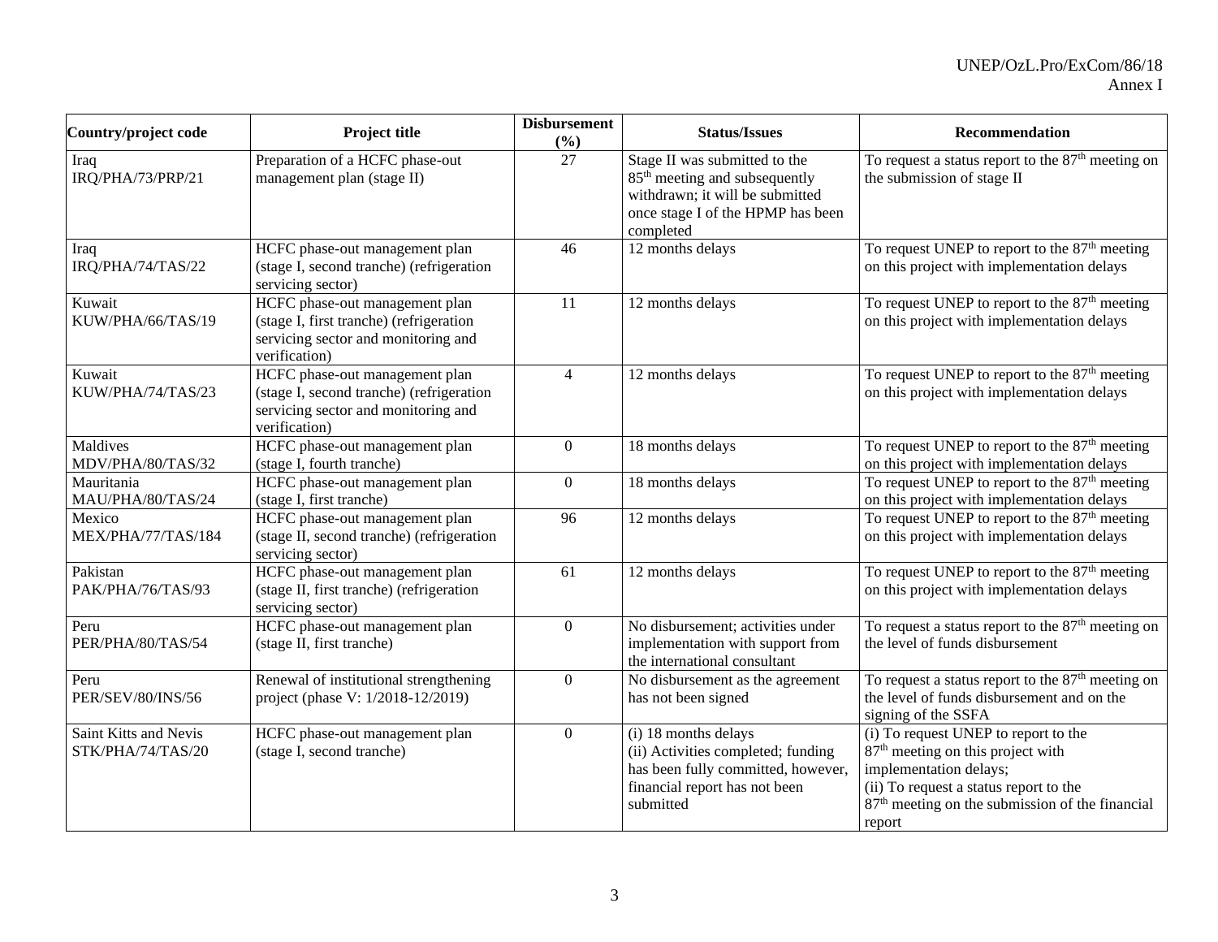| Country/project code | Project title | Disbursement (%) | Status/Issues | Recommendation |
|---|---|---|---|---|
| Iraq IRQ/PHA/73/PRP/21 | Preparation of a HCFC phase-out management plan (stage II) | 27 | Stage II was submitted to the 85th meeting and subsequently withdrawn; it will be submitted once stage I of the HPMP has been completed | To request a status report to the 87th meeting on the submission of stage II |
| Iraq IRQ/PHA/74/TAS/22 | HCFC phase-out management plan (stage I, second tranche) (refrigeration servicing sector) | 46 | 12 months delays | To request UNEP to report to the 87th meeting on this project with implementation delays |
| Kuwait KUW/PHA/66/TAS/19 | HCFC phase-out management plan (stage I, first tranche) (refrigeration servicing sector and monitoring and verification) | 11 | 12 months delays | To request UNEP to report to the 87th meeting on this project with implementation delays |
| Kuwait KUW/PHA/74/TAS/23 | HCFC phase-out management plan (stage I, second tranche) (refrigeration servicing sector and monitoring and verification) | 4 | 12 months delays | To request UNEP to report to the 87th meeting on this project with implementation delays |
| Maldives MDV/PHA/80/TAS/32 | HCFC phase-out management plan (stage I, fourth tranche) | 0 | 18 months delays | To request UNEP to report to the 87th meeting on this project with implementation delays |
| Mauritania MAU/PHA/80/TAS/24 | HCFC phase-out management plan (stage I, first tranche) | 0 | 18 months delays | To request UNEP to report to the 87th meeting on this project with implementation delays |
| Mexico MEX/PHA/77/TAS/184 | HCFC phase-out management plan (stage II, second tranche) (refrigeration servicing sector) | 96 | 12 months delays | To request UNEP to report to the 87th meeting on this project with implementation delays |
| Pakistan PAK/PHA/76/TAS/93 | HCFC phase-out management plan (stage II, first tranche) (refrigeration servicing sector) | 61 | 12 months delays | To request UNEP to report to the 87th meeting on this project with implementation delays |
| Peru PER/PHA/80/TAS/54 | HCFC phase-out management plan (stage II, first tranche) | 0 | No disbursement; activities under implementation with support from the international consultant | To request a status report to the 87th meeting on the level of funds disbursement |
| Peru PER/SEV/80/INS/56 | Renewal of institutional strengthening project (phase V: 1/2018-12/2019) | 0 | No disbursement as the agreement has not been signed | To request a status report to the 87th meeting on the level of funds disbursement and on the signing of the SSFA |
| Saint Kitts and Nevis STK/PHA/74/TAS/20 | HCFC phase-out management plan (stage I, second tranche) | 0 | (i) 18 months delays (ii) Activities completed; funding has been fully committed, however, financial report has not been submitted | (i) To request UNEP to report to the 87th meeting on this project with implementation delays; (ii) To request a status report to the 87th meeting on the submission of the financial report |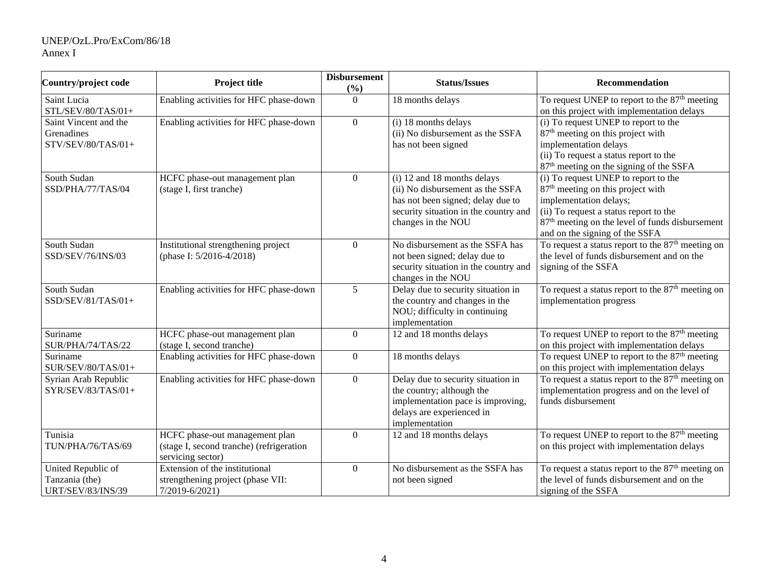| Country/project code | Project title | Disbursement (%) | Status/Issues | Recommendation |
|---|---|---|---|---|
| Saint Lucia STL/SEV/80/TAS/01+ | Enabling activities for HFC phase-down | 0 | 18 months delays | To request UNEP to report to the 87th meeting on this project with implementation delays |
| Saint Vincent and the Grenadines STV/SEV/80/TAS/01+ | Enabling activities for HFC phase-down | 0 | (i) 18 months delays (ii) No disbursement as the SSFA has not been signed | (i) To request UNEP to report to the 87th meeting on this project with implementation delays (ii) To request a status report to the 87th meeting on the signing of the SSFA |
| South Sudan SSD/PHA/77/TAS/04 | HCFC phase-out management plan (stage I, first tranche) | 0 | (i) 12 and 18 months delays (ii) No disbursement as the SSFA has not been signed; delay due to security situation in the country and changes in the NOU | (i) To request UNEP to report to the 87th meeting on this project with implementation delays; (ii) To request a status report to the 87th meeting on the level of funds disbursement and on the signing of the SSFA |
| South Sudan SSD/SEV/76/INS/03 | Institutional strengthening project (phase I: 5/2016-4/2018) | 0 | No disbursement as the SSFA has not been signed; delay due to security situation in the country and changes in the NOU | To request a status report to the 87th meeting on the level of funds disbursement and on the signing of the SSFA |
| South Sudan SSD/SEV/81/TAS/01+ | Enabling activities for HFC phase-down | 5 | Delay due to security situation in the country and changes in the NOU; difficulty in continuing implementation | To request a status report to the 87th meeting on implementation progress |
| Suriname SUR/PHA/74/TAS/22 | HCFC phase-out management plan (stage I, second tranche) | 0 | 12 and 18 months delays | To request UNEP to report to the 87th meeting on this project with implementation delays |
| Suriname SUR/SEV/80/TAS/01+ | Enabling activities for HFC phase-down | 0 | 18 months delays | To request UNEP to report to the 87th meeting on this project with implementation delays |
| Syrian Arab Republic SYR/SEV/83/TAS/01+ | Enabling activities for HFC phase-down | 0 | Delay due to security situation in the country; although the implementation pace is improving, delays are experienced in implementation | To request a status report to the 87th meeting on implementation progress and on the level of funds disbursement |
| Tunisia TUN/PHA/76/TAS/69 | HCFC phase-out management plan (stage I, second tranche) (refrigeration servicing sector) | 0 | 12 and 18 months delays | To request UNEP to report to the 87th meeting on this project with implementation delays |
| United Republic of Tanzania (the) URT/SEV/83/INS/39 | Extension of the institutional strengthening project (phase VII: 7/2019-6/2021) | 0 | No disbursement as the SSFA has not been signed | To request a status report to the 87th meeting on the level of funds disbursement and on the signing of the SSFA |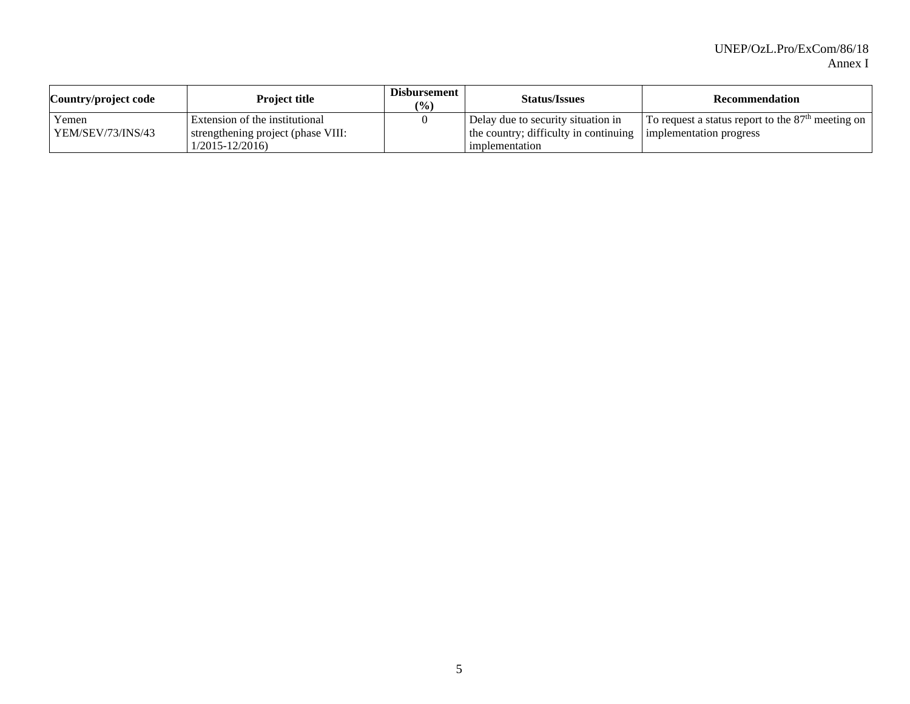| Country/project code | Project title | Disbursement (%) | Status/Issues | Recommendation |
|---|---|---|---|---|
| Yemen YEM/SEV/73/INS/43 | Extension of the institutional strengthening project (phase VIII: 1/2015-12/2016) | 0 | Delay due to security situation in the country; difficulty in continuing implementation | To request a status report to the 87th meeting on implementation progress |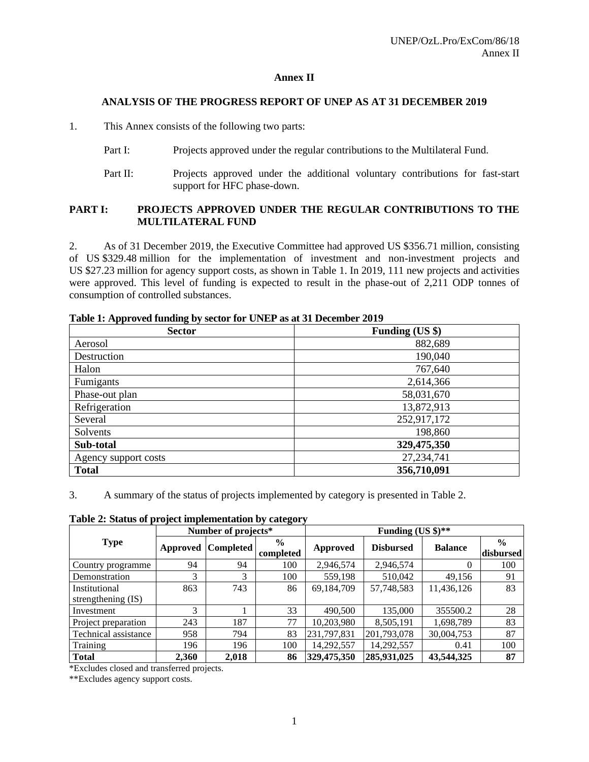**Annex II**

**ANALYSIS OF THE PROGRESS REPORT OF UNEP AS AT 31 DECEMBER 2019**

1. This Annex consists of the following two parts:

   Part I: Projects approved under the regular contributions to the Multilateral Fund.

   Part II: Projects approved under the additional voluntary contributions for fast-start support for HFC phase-down.

## PART I: PROJECTS APPROVED UNDER THE REGULAR CONTRIBUTIONS TO THE MULTILATERAL FUND

2. As of 31 December 2019, the Executive Committee had approved US $356.71 million, consisting of US $329.48 million for the implementation of investment and non-investment projects and US $27.23 million for agency support costs, as shown in Table 1. In 2019, 111 new projects and activities were approved. This level of funding is expected to result in the phase-out of 2,211 ODP tonnes of consumption of controlled substances.

**Table 1: Approved funding by sector for UNEP as at 31 December 2019**

| Sector | Funding (US $) |
|---|---|
| Aerosol | 882,689 |
| Destruction | 190,040 |
| Halon | 767,640 |
| Fumigants | 2,614,366 |
| Phase-out plan | 58,031,670 |
| Refrigeration | 13,872,913 |
| Several | 252,917,172 |
| Solvents | 198,860 |
| **Sub-total** | **329,475,350** |
| Agency support costs | 27,234,741 |
| **Total** | **356,710,091** |

3. A summary of the status of projects implemented by category is presented in Table 2.

**Table 2: Status of project implementation by category**

| Type | Number of projects* | | | Funding (US $)** | | | |
|---|---|---|---|---|---|---|---|
| | Approved | Completed | % completed | Approved | Disbursed | Balance | % disbursed |
| Country programme | 94 | 94 | 100 | 2,946,574 | 2,946,574 | 0 | 100 |
| Demonstration | 3 | 3 | 100 | 559,198 | 510,042 | 49,156 | 91 |
| Institutional strengthening (IS) | 863 | 743 | 86 | 69,184,709 | 57,748,583 | 11,436,126 | 83 |
| Investment | 3 | 1 | 33 | 490,500 | 135,000 | 355500.2 | 28 |
| Project preparation | 243 | 187 | 77 | 10,203,980 | 8,505,191 | 1,698,789 | 83 |
| Technical assistance | 958 | 794 | 83 | 231,797,831 | 201,793,078 | 30,004,753 | 87 |
| Training | 196 | 196 | 100 | 14,292,557 | 14,292,557 | 0.41 | 100 |
| **Total** | **2,360** | **2,018** | **86** | **329,475,350** | **285,931,025** | **43,544,325** | **87** |

*Excludes closed and transferred projects.

**Excludes agency support costs.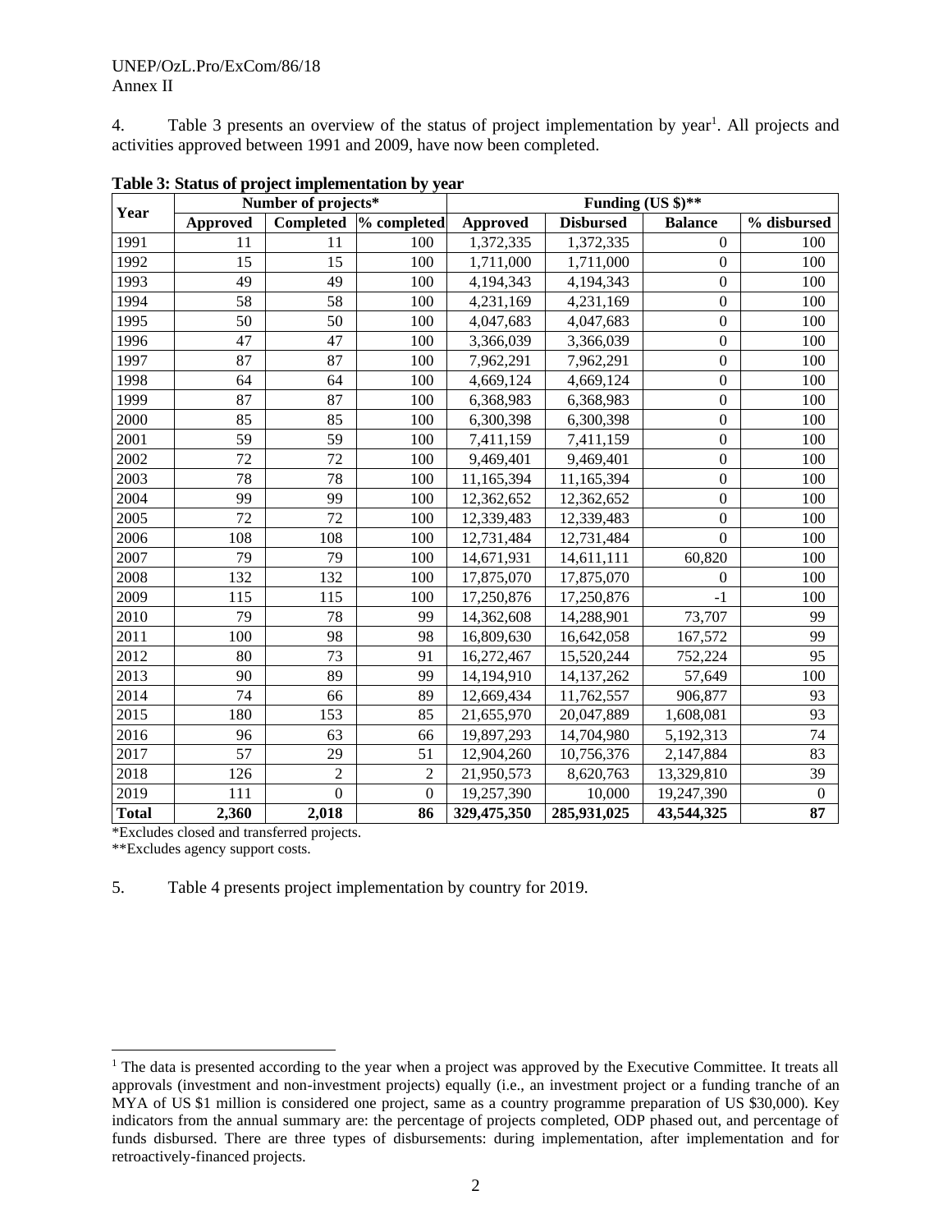4. Table 3 presents an overview of the status of project implementation by year[1]. All projects and activities approved between 1991 and 2009, have now been completed.

**Table 3: Status of project implementation by year**

| Year | Number of projects* | | | Funding (US $)** | | | |
|---|---|---|---|---|---|---|---|
| | Approved | Completed | % completed | Approved | Disbursed | Balance | % disbursed |
| 1991 | 11 | 11 | 100 | 1,372,335 | 1,372,335 | 0 | 100 |
| 1992 | 15 | 15 | 100 | 1,711,000 | 1,711,000 | 0 | 100 |
| 1993 | 49 | 49 | 100 | 4,194,343 | 4,194,343 | 0 | 100 |
| 1994 | 58 | 58 | 100 | 4,231,169 | 4,231,169 | 0 | 100 |
| 1995 | 50 | 50 | 100 | 4,047,683 | 4,047,683 | 0 | 100 |
| 1996 | 47 | 47 | 100 | 3,366,039 | 3,366,039 | 0 | 100 |
| 1997 | 87 | 87 | 100 | 7,962,291 | 7,962,291 | 0 | 100 |
| 1998 | 64 | 64 | 100 | 4,669,124 | 4,669,124 | 0 | 100 |
| 1999 | 87 | 87 | 100 | 6,368,983 | 6,368,983 | 0 | 100 |
| 2000 | 85 | 85 | 100 | 6,300,398 | 6,300,398 | 0 | 100 |
| 2001 | 59 | 59 | 100 | 7,411,159 | 7,411,159 | 0 | 100 |
| 2002 | 72 | 72 | 100 | 9,469,401 | 9,469,401 | 0 | 100 |
| 2003 | 78 | 78 | 100 | 11,165,394 | 11,165,394 | 0 | 100 |
| 2004 | 99 | 99 | 100 | 12,362,652 | 12,362,652 | 0 | 100 |
| 2005 | 72 | 72 | 100 | 12,339,483 | 12,339,483 | 0 | 100 |
| 2006 | 108 | 108 | 100 | 12,731,484 | 12,731,484 | 0 | 100 |
| 2007 | 79 | 79 | 100 | 14,671,931 | 14,611,111 | 60,820 | 100 |
| 2008 | 132 | 132 | 100 | 17,875,070 | 17,875,070 | 0 | 100 |
| 2009 | 115 | 115 | 100 | 17,250,876 | 17,250,876 | -1 | 100 |
| 2010 | 79 | 78 | 99 | 14,362,608 | 14,288,901 | 73,707 | 99 |
| 2011 | 100 | 98 | 98 | 16,809,630 | 16,642,058 | 167,572 | 99 |
| 2012 | 80 | 73 | 91 | 16,272,467 | 15,520,244 | 752,224 | 95 |
| 2013 | 90 | 89 | 99 | 14,194,910 | 14,137,262 | 57,649 | 100 |
| 2014 | 74 | 66 | 89 | 12,669,434 | 11,762,557 | 906,877 | 93 |
| 2015 | 180 | 153 | 85 | 21,655,970 | 20,047,889 | 1,608,081 | 93 |
| 2016 | 96 | 63 | 66 | 19,897,293 | 14,704,980 | 5,192,313 | 74 |
| 2017 | 57 | 29 | 51 | 12,904,260 | 10,756,376 | 2,147,884 | 83 |
| 2018 | 126 | 2 | 2 | 21,950,573 | 8,620,763 | 13,329,810 | 39 |
| 2019 | 111 | 0 | 0 | 19,257,390 | 10,000 | 19,247,390 | 0 |
| **Total** | **2,360** | **2,018** | **86** | **329,475,350** | **285,931,025** | **43,544,325** | **87** |

*Excludes closed and transferred projects.

**Excludes agency support costs.

5. Table 4 presents project implementation by country for 2019.

[1] The data is presented according to the year when a project was approved by the Executive Committee. It treats all approvals (investment and non-investment projects) equally (i.e., an investment project or a funding tranche of an MYA of US $1 million is considered one project, same as a country programme preparation of US $30,000). Key indicators from the annual summary are: the percentage of projects completed, ODP phased out, and percentage of funds disbursed. There are three types of disbursements: during implementation, after implementation and for retroactively-financed projects.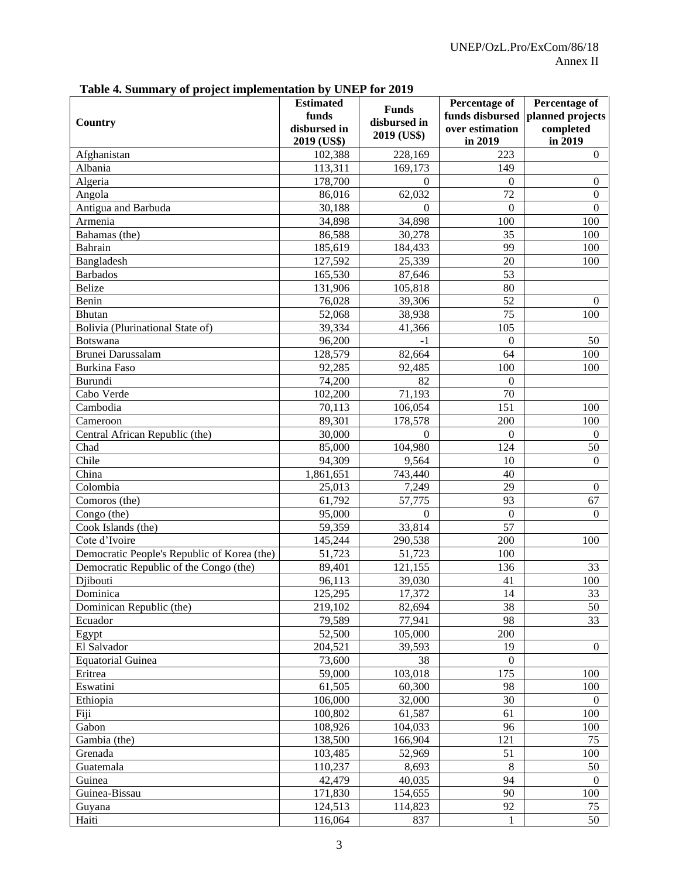**Table 4. Summary of project implementation by UNEP for 2019**

| Country | Estimated funds disbursed in 2019 (US$) | Funds disbursed in 2019 (US$) | Percentage of funds disbursed over estimation in 2019 | Percentage of planned projects completed in 2019 |
|---|---|---|---|---|
| Afghanistan | 102,388 | 228,169 | 223 | 0 |
| Albania | 113,311 | 169,173 | 149 | |
| Algeria | 178,700 | 0 | 0 | 0 |
| Angola | 86,016 | 62,032 | 72 | 0 |
| Antigua and Barbuda | 30,188 | 0 | 0 | 0 |
| Armenia | 34,898 | 34,898 | 100 | 100 |
| Bahamas (the) | 86,588 | 30,278 | 35 | 100 |
| Bahrain | 185,619 | 184,433 | 99 | 100 |
| Bangladesh | 127,592 | 25,339 | 20 | 100 |
| Barbados | 165,530 | 87,646 | 53 | |
| Belize | 131,906 | 105,818 | 80 | |
| Benin | 76,028 | 39,306 | 52 | 0 |
| Bhutan | 52,068 | 38,938 | 75 | 100 |
| Bolivia (Plurinational State of) | 39,334 | 41,366 | 105 | |
| Botswana | 96,200 | -1 | 0 | 50 |
| Brunei Darussalam | 128,579 | 82,664 | 64 | 100 |
| Burkina Faso | 92,285 | 92,485 | 100 | 100 |
| Burundi | 74,200 | 82 | 0 | |
| Cabo Verde | 102,200 | 71,193 | 70 | |
| Cambodia | 70,113 | 106,054 | 151 | 100 |
| Cameroon | 89,301 | 178,578 | 200 | 100 |
| Central African Republic (the) | 30,000 | 0 | 0 | 0 |
| Chad | 85,000 | 104,980 | 124 | 50 |
| Chile | 94,309 | 9,564 | 10 | 0 |
| China | 1,861,651 | 743,440 | 40 | |
| Colombia | 25,013 | 7,249 | 29 | 0 |
| Comoros (the) | 61,792 | 57,775 | 93 | 67 |
| Congo (the) | 95,000 | 0 | 0 | 0 |
| Cook Islands (the) | 59,359 | 33,814 | 57 | |
| Cote d'Ivoire | 145,244 | 290,538 | 200 | 100 |
| Democratic People's Republic of Korea (the) | 51,723 | 51,723 | 100 | |
| Democratic Republic of the Congo (the) | 89,401 | 121,155 | 136 | 33 |
| Djibouti | 96,113 | 39,030 | 41 | 100 |
| Dominica | 125,295 | 17,372 | 14 | 33 |
| Dominican Republic (the) | 219,102 | 82,694 | 38 | 50 |
| Ecuador | 79,589 | 77,941 | 98 | 33 |
| Egypt | 52,500 | 105,000 | 200 | |
| El Salvador | 204,521 | 39,593 | 19 | 0 |
| Equatorial Guinea | 73,600 | 38 | 0 | |
| Eritrea | 59,000 | 103,018 | 175 | 100 |
| Eswatini | 61,505 | 60,300 | 98 | 100 |
| Ethiopia | 106,000 | 32,000 | 30 | 0 |
| Fiji | 100,802 | 61,587 | 61 | 100 |
| Gabon | 108,926 | 104,033 | 96 | 100 |
| Gambia (the) | 138,500 | 166,904 | 121 | 75 |
| Grenada | 103,485 | 52,969 | 51 | 100 |
| Guatemala | 110,237 | 8,693 | 8 | 50 |
| Guinea | 42,479 | 40,035 | 94 | 0 |
| Guinea-Bissau | 171,830 | 154,655 | 90 | 100 |
| Guyana | 124,513 | 114,823 | 92 | 75 |
| Haiti | 116,064 | 837 | 1 | 50 |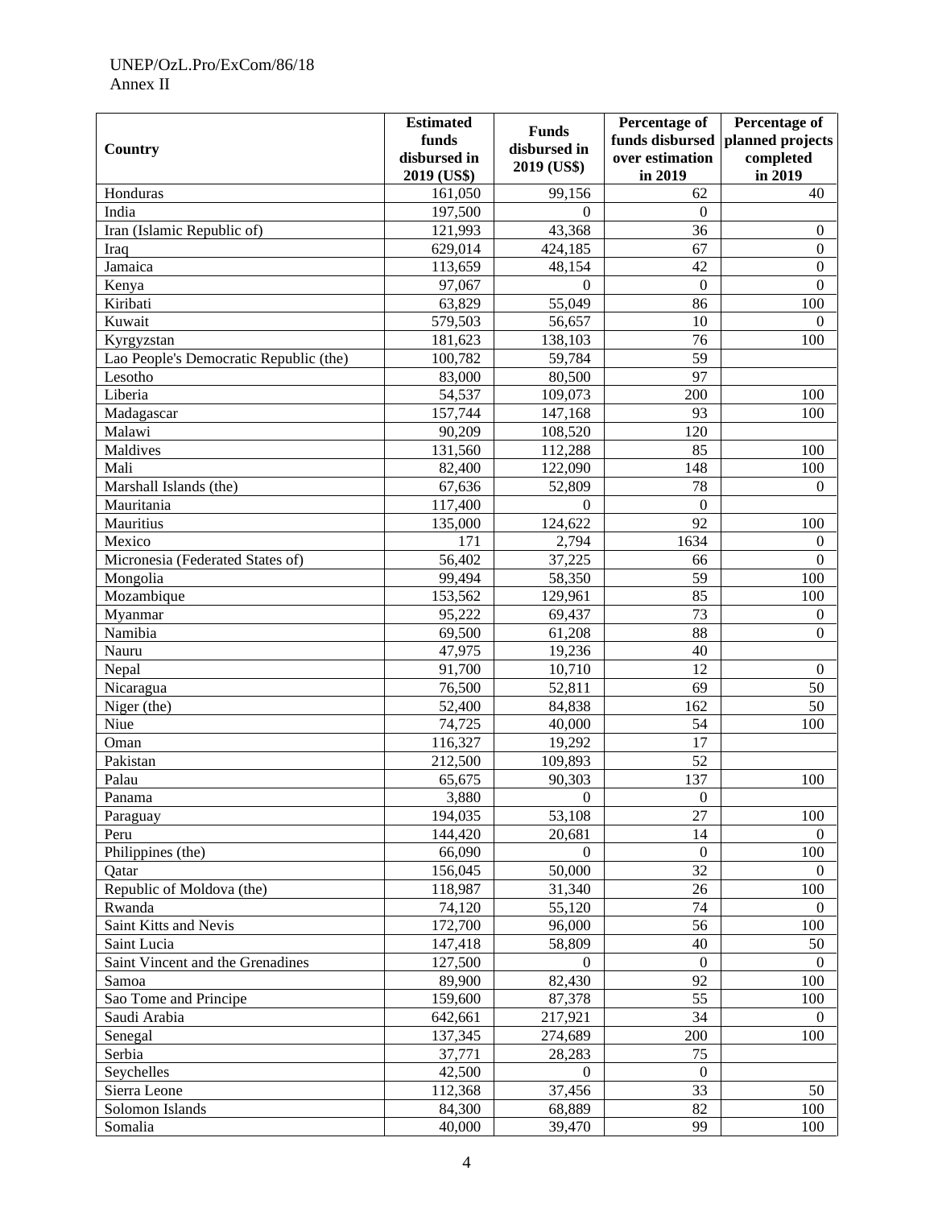| Country | Estimated funds disbursed in 2019 (US$) | Funds disbursed in 2019 (US$) | Percentage of funds disbursed over estimation in 2019 | Percentage of planned projects completed in 2019 |
|---|---|---|---|---|
| Honduras | 161,050 | 99,156 | 62 | 40 |
| India | 197,500 | 0 | 0 | |
| Iran (Islamic Republic of) | 121,993 | 43,368 | 36 | 0 |
| Iraq | 629,014 | 424,185 | 67 | 0 |
| Jamaica | 113,659 | 48,154 | 42 | 0 |
| Kenya | 97,067 | 0 | 0 | 0 |
| Kiribati | 63,829 | 55,049 | 86 | 100 |
| Kuwait | 579,503 | 56,657 | 10 | 0 |
| Kyrgyzstan | 181,623 | 138,103 | 76 | 100 |
| Lao People's Democratic Republic (the) | 100,782 | 59,784 | 59 | |
| Lesotho | 83,000 | 80,500 | 97 | |
| Liberia | 54,537 | 109,073 | 200 | 100 |
| Madagascar | 157,744 | 147,168 | 93 | 100 |
| Malawi | 90,209 | 108,520 | 120 | |
| Maldives | 131,560 | 112,288 | 85 | 100 |
| Mali | 82,400 | 122,090 | 148 | 100 |
| Marshall Islands (the) | 67,636 | 52,809 | 78 | 0 |
| Mauritania | 117,400 | 0 | 0 | |
| Mauritius | 135,000 | 124,622 | 92 | 100 |
| Mexico | 171 | 2,794 | 1634 | 0 |
| Micronesia (Federated States of) | 56,402 | 37,225 | 66 | 0 |
| Mongolia | 99,494 | 58,350 | 59 | 100 |
| Mozambique | 153,562 | 129,961 | 85 | 100 |
| Myanmar | 95,222 | 69,437 | 73 | 0 |
| Namibia | 69,500 | 61,208 | 88 | 0 |
| Nauru | 47,975 | 19,236 | 40 | |
| Nepal | 91,700 | 10,710 | 12 | 0 |
| Nicaragua | 76,500 | 52,811 | 69 | 50 |
| Niger (the) | 52,400 | 84,838 | 162 | 50 |
| Niue | 74,725 | 40,000 | 54 | 100 |
| Oman | 116,327 | 19,292 | 17 | |
| Pakistan | 212,500 | 109,893 | 52 | |
| Palau | 65,675 | 90,303 | 137 | 100 |
| Panama | 3,880 | 0 | 0 | |
| Paraguay | 194,035 | 53,108 | 27 | 100 |
| Peru | 144,420 | 20,681 | 14 | 0 |
| Philippines (the) | 66,090 | 0 | 0 | 100 |
| Qatar | 156,045 | 50,000 | 32 | 0 |
| Republic of Moldova (the) | 118,987 | 31,340 | 26 | 100 |
| Rwanda | 74,120 | 55,120 | 74 | 0 |
| Saint Kitts and Nevis | 172,700 | 96,000 | 56 | 100 |
| Saint Lucia | 147,418 | 58,809 | 40 | 50 |
| Saint Vincent and the Grenadines | 127,500 | 0 | 0 | 0 |
| Samoa | 89,900 | 82,430 | 92 | 100 |
| Sao Tome and Principe | 159,600 | 87,378 | 55 | 100 |
| Saudi Arabia | 642,661 | 217,921 | 34 | 0 |
| Senegal | 137,345 | 274,689 | 200 | 100 |
| Serbia | 37,771 | 28,283 | 75 | |
| Seychelles | 42,500 | 0 | 0 | |
| Sierra Leone | 112,368 | 37,456 | 33 | 50 |
| Solomon Islands | 84,300 | 68,889 | 82 | 100 |
| Somalia | 40,000 | 39,470 | 99 | 100 |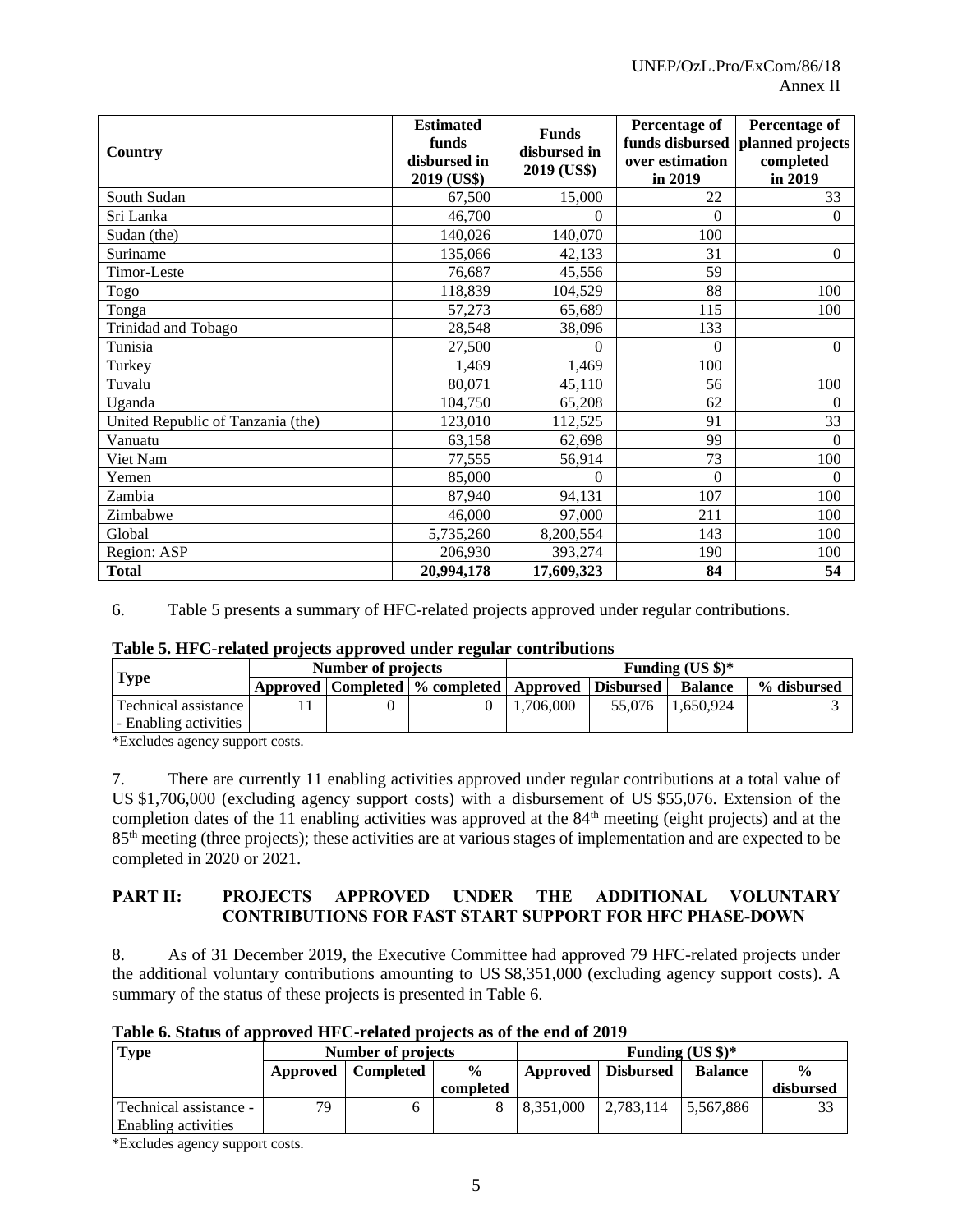| Country | Estimated funds disbursed in 2019 (US$) | Funds disbursed in 2019 (US$) | Percentage of funds disbursed over estimation in 2019 | Percentage of planned projects completed in 2019 |
|---|---|---|---|---|
| South Sudan | 67,500 | 15,000 | 22 | 33 |
| Sri Lanka | 46,700 | 0 | 0 | 0 |
| Sudan (the) | 140,026 | 140,070 | 100 | |
| Suriname | 135,066 | 42,133 | 31 | 0 |
| Timor-Leste | 76,687 | 45,556 | 59 | |
| Togo | 118,839 | 104,529 | 88 | 100 |
| Tonga | 57,273 | 65,689 | 115 | 100 |
| Trinidad and Tobago | 28,548 | 38,096 | 133 | |
| Tunisia | 27,500 | 0 | 0 | 0 |
| Turkey | 1,469 | 1,469 | 100 | |
| Tuvalu | 80,071 | 45,110 | 56 | 100 |
| Uganda | 104,750 | 65,208 | 62 | 0 |
| United Republic of Tanzania (the) | 123,010 | 112,525 | 91 | 33 |
| Vanuatu | 63,158 | 62,698 | 99 | 0 |
| Viet Nam | 77,555 | 56,914 | 73 | 100 |
| Yemen | 85,000 | 0 | 0 | 0 |
| Zambia | 87,940 | 94,131 | 107 | 100 |
| Zimbabwe | 46,000 | 97,000 | 211 | 100 |
| Global | 5,735,260 | 8,200,554 | 143 | 100 |
| Region: ASP | 206,930 | 393,274 | 190 | 100 |
| **Total** | **20,994,178** | **17,609,323** | **84** | **54** |

6. Table 5 presents a summary of HFC-related projects approved under regular contributions.

**Table 5. HFC-related projects approved under regular contributions**

| Type | Number of projects | | | Funding (US $)* | | | |
|---|---|---|---|---|---|---|---|
| | Approved | Completed | % completed | Approved | Disbursed | Balance | % disbursed |
| Technical assistance - Enabling activities | 11 | 0 | 0 | 1,706,000 | 55,076 | 1,650,924 | 3 |

*Excludes agency support costs.

7. There are currently 11 enabling activities approved under regular contributions at a total value of US $1,706,000 (excluding agency support costs) with a disbursement of US $55,076. Extension of the completion dates of the 11 enabling activities was approved at the 84th meeting (eight projects) and at the 85th meeting (three projects); these activities are at various stages of implementation and are expected to be completed in 2020 or 2021.

## PART II: PROJECTS APPROVED UNDER THE ADDITIONAL VOLUNTARY CONTRIBUTIONS FOR FAST START SUPPORT FOR HFC PHASE-DOWN

8. As of 31 December 2019, the Executive Committee had approved 79 HFC-related projects under the additional voluntary contributions amounting to US $8,351,000 (excluding agency support costs). A summary of the status of these projects is presented in Table 6.

**Table 6. Status of approved HFC-related projects as of the end of 2019**

| Type | Number of projects | | | Funding (US $)* | | | |
|---|---|---|---|---|---|---|---|
| | Approved | Completed | % completed | Approved | Disbursed | Balance | % disbursed |
| Technical assistance - Enabling activities | 79 | 6 | 8 | 8,351,000 | 2,783,114 | 5,567,886 | 33 |

*Excludes agency support costs.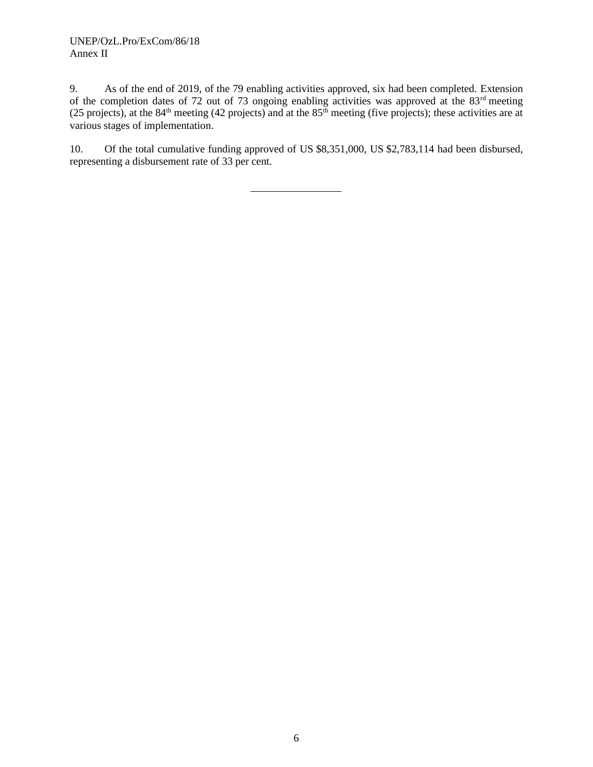9. As of the end of 2019, of the 79 enabling activities approved, six had been completed. Extension of the completion dates of 72 out of 73 ongoing enabling activities was approved at the 83rd meeting (25 projects), at the 84th meeting (42 projects) and at the 85th meeting (five projects); these activities are at various stages of implementation.

10. Of the total cumulative funding approved of US $8,351,000, US $2,783,114 had been disbursed, representing a disbursement rate of 33 per cent.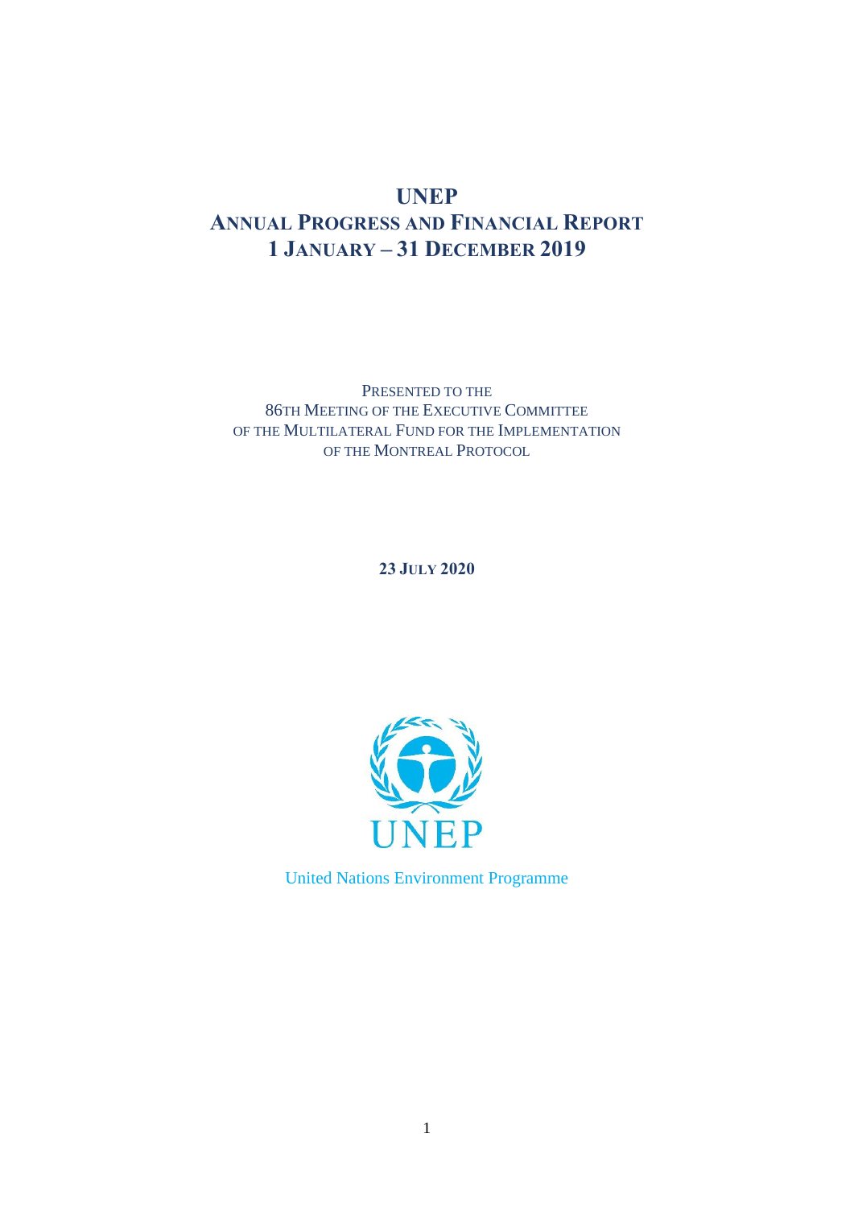# UNEP
# Annual Progress and Financial Report
# 1 January – 31 December 2019

Presented to the
86th Meeting of the Executive Committee
of the Multilateral Fund for the Implementation
of the Montreal Protocol

**23 July 2020**

UNEP

United Nations Environment Programme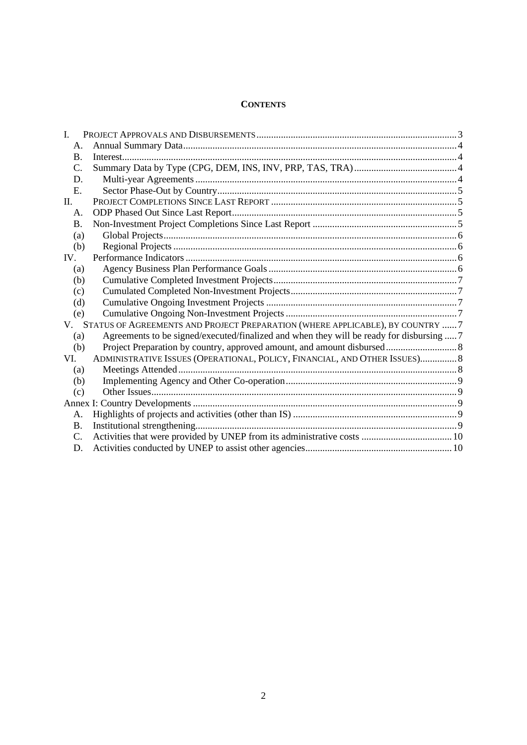**CONTENTS**

| | | |
|---|---|---|
| I. | PROJECT APPROVALS AND DISBURSEMENTS | 3 |
| A. | Annual Summary Data | 4 |
| B. | Interest | 4 |
| C. | Summary Data by Type (CPG, DEM, INS, INV, PRP, TAS, TRA) | 4 |
| D. | Multi-year Agreements | 4 |
| E. | Sector Phase-Out by Country | 5 |
| II. | PROJECT COMPLETIONS SINCE LAST REPORT | 5 |
| A. | ODP Phased Out Since Last Report | 5 |
| B. | Non-Investment Project Completions Since Last Report | 5 |
| (a) | Global Projects | 6 |
| (b) | Regional Projects | 6 |
| IV. | Performance Indicators | 6 |
| (a) | Agency Business Plan Performance Goals | 6 |
| (b) | Cumulative Completed Investment Projects | 7 |
| (c) | Cumulated Completed Non-Investment Projects | 7 |
| (d) | Cumulative Ongoing Investment Projects | 7 |
| (e) | Cumulative Ongoing Non-Investment Projects | 7 |
| V. | STATUS OF AGREEMENTS AND PROJECT PREPARATION (WHERE APPLICABLE), BY COUNTRY | 7 |
| (a) | Agreements to be signed/executed/finalized and when they will be ready for disbursing | 7 |
| (b) | Project Preparation by country, approved amount, and amount disbursed | 8 |
| VI. | ADMINISTRATIVE ISSUES (OPERATIONAL, POLICY, FINANCIAL, AND OTHER ISSUES) | 8 |
| (a) | Meetings Attended | 8 |
| (b) | Implementing Agency and Other Co-operation | 9 |
| (c) | Other Issues | 9 |
| | Annex I: Country Developments | 9 |
| A. | Highlights of projects and activities (other than IS) | 9 |
| B. | Institutional strengthening | 9 |
| C. | Activities that were provided by UNEP from its administrative costs | 10 |
| D. | Activities conducted by UNEP to assist other agencies | 10 |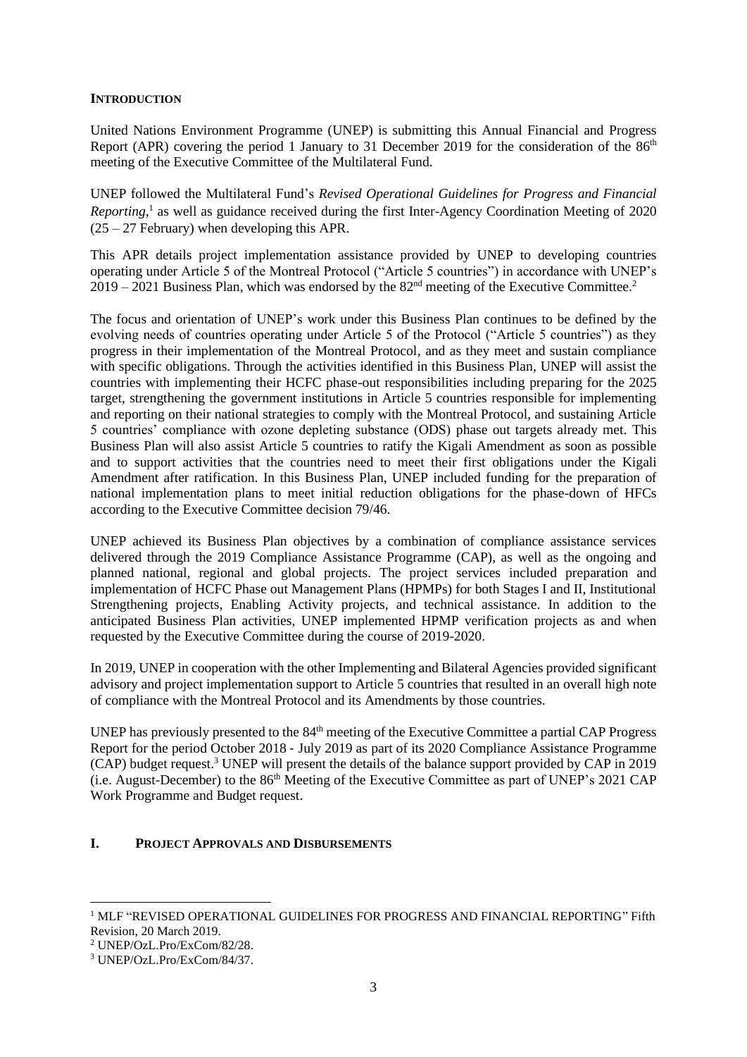## INTRODUCTION

United Nations Environment Programme (UNEP) is submitting this Annual Financial and Progress Report (APR) covering the period 1 January to 31 December 2019 for the consideration of the 86th meeting of the Executive Committee of the Multilateral Fund.

UNEP followed the Multilateral Fund's *Revised Operational Guidelines for Progress and Financial Reporting*,[1] as well as guidance received during the first Inter-Agency Coordination Meeting of 2020 (25 – 27 February) when developing this APR.

This APR details project implementation assistance provided by UNEP to developing countries operating under Article 5 of the Montreal Protocol ("Article 5 countries") in accordance with UNEP's 2019 – 2021 Business Plan, which was endorsed by the 82nd meeting of the Executive Committee.[2]

The focus and orientation of UNEP's work under this Business Plan continues to be defined by the evolving needs of countries operating under Article 5 of the Protocol ("Article 5 countries") as they progress in their implementation of the Montreal Protocol, and as they meet and sustain compliance with specific obligations. Through the activities identified in this Business Plan, UNEP will assist the countries with implementing their HCFC phase-out responsibilities including preparing for the 2025 target, strengthening the government institutions in Article 5 countries responsible for implementing and reporting on their national strategies to comply with the Montreal Protocol, and sustaining Article 5 countries' compliance with ozone depleting substance (ODS) phase out targets already met. This Business Plan will also assist Article 5 countries to ratify the Kigali Amendment as soon as possible and to support activities that the countries need to meet their first obligations under the Kigali Amendment after ratification. In this Business Plan, UNEP included funding for the preparation of national implementation plans to meet initial reduction obligations for the phase-down of HFCs according to the Executive Committee decision 79/46.

UNEP achieved its Business Plan objectives by a combination of compliance assistance services delivered through the 2019 Compliance Assistance Programme (CAP), as well as the ongoing and planned national, regional and global projects. The project services included preparation and implementation of HCFC Phase out Management Plans (HPMPs) for both Stages I and II, Institutional Strengthening projects, Enabling Activity projects, and technical assistance. In addition to the anticipated Business Plan activities, UNEP implemented HPMP verification projects as and when requested by the Executive Committee during the course of 2019-2020.

In 2019, UNEP in cooperation with the other Implementing and Bilateral Agencies provided significant advisory and project implementation support to Article 5 countries that resulted in an overall high note of compliance with the Montreal Protocol and its Amendments by those countries.

UNEP has previously presented to the 84th meeting of the Executive Committee a partial CAP Progress Report for the period October 2018 - July 2019 as part of its 2020 Compliance Assistance Programme (CAP) budget request.[3] UNEP will present the details of the balance support provided by CAP in 2019 (i.e. August-December) to the 86th Meeting of the Executive Committee as part of UNEP's 2021 CAP Work Programme and Budget request.

## I. PROJECT APPROVALS AND DISBURSEMENTS

---

[1] MLF "REVISED OPERATIONAL GUIDELINES FOR PROGRESS AND FINANCIAL REPORTING" Fifth Revision, 20 March 2019.

[2] UNEP/OzL.Pro/ExCom/82/28.

[3] UNEP/OzL.Pro/ExCom/84/37.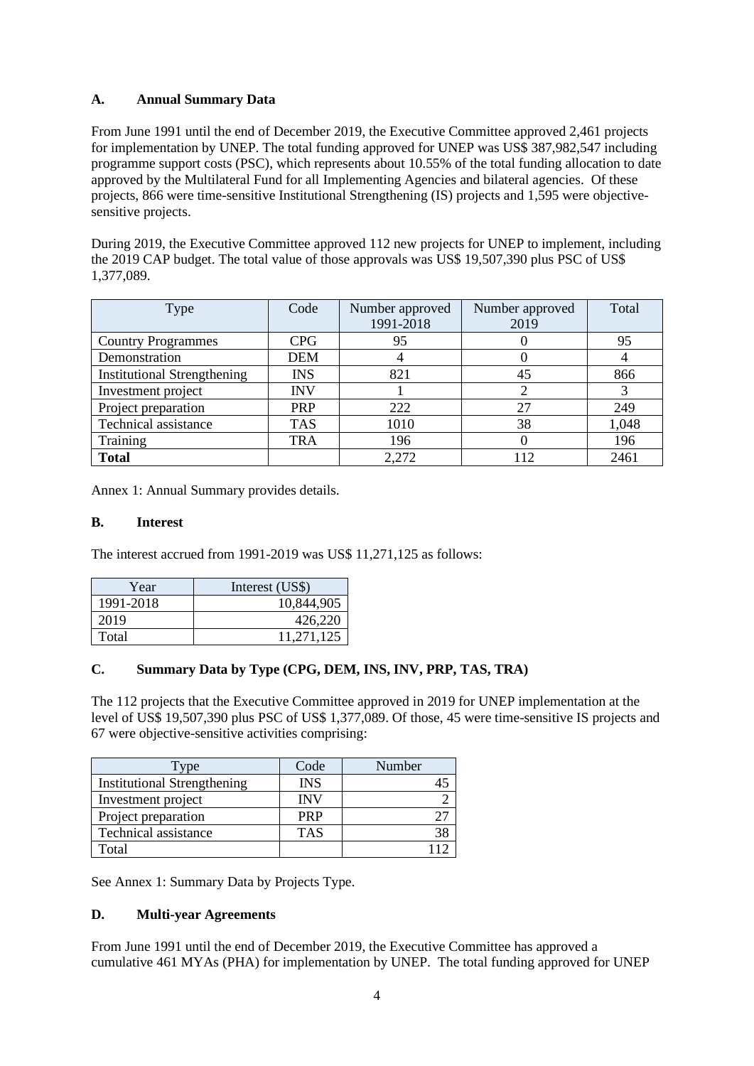## A. Annual Summary Data

From June 1991 until the end of December 2019, the Executive Committee approved 2,461 projects for implementation by UNEP. The total funding approved for UNEP was US$ 387,982,547 including programme support costs (PSC), which represents about 10.55% of the total funding allocation to date approved by the Multilateral Fund for all Implementing Agencies and bilateral agencies. Of these projects, 866 were time-sensitive Institutional Strengthening (IS) projects and 1,595 were objective-sensitive projects.

During 2019, the Executive Committee approved 112 new projects for UNEP to implement, including the 2019 CAP budget. The total value of those approvals was US$ 19,507,390 plus PSC of US$ 1,377,089.

| Type | Code | Number approved 1991-2018 | Number approved 2019 | Total |
|---|---|---|---|---|
| Country Programmes | CPG | 95 | 0 | 95 |
| Demonstration | DEM | 4 | 0 | 4 |
| Institutional Strengthening | INS | 821 | 45 | 866 |
| Investment project | INV | 1 | 2 | 3 |
| Project preparation | PRP | 222 | 27 | 249 |
| Technical assistance | TAS | 1010 | 38 | 1,048 |
| Training | TRA | 196 | 0 | 196 |
| **Total** | | 2,272 | 112 | 2461 |

Annex 1: Annual Summary provides details.

## B. Interest

The interest accrued from 1991-2019 was US$ 11,271,125 as follows:

| Year | Interest (US$) |
|---|---|
| 1991-2018 | 10,844,905 |
| 2019 | 426,220 |
| Total | 11,271,125 |

## C. Summary Data by Type (CPG, DEM, INS, INV, PRP, TAS, TRA)

The 112 projects that the Executive Committee approved in 2019 for UNEP implementation at the level of US$ 19,507,390 plus PSC of US$ 1,377,089. Of those, 45 were time-sensitive IS projects and 67 were objective-sensitive activities comprising:

| Type | Code | Number |
|---|---|---|
| Institutional Strengthening | INS | 45 |
| Investment project | INV | 2 |
| Project preparation | PRP | 27 |
| Technical assistance | TAS | 38 |
| Total | | 112 |

See Annex 1: Summary Data by Projects Type.

## D. Multi-year Agreements

From June 1991 until the end of December 2019, the Executive Committee has approved a cumulative 461 MYAs (PHA) for implementation by UNEP. The total funding approved for UNEP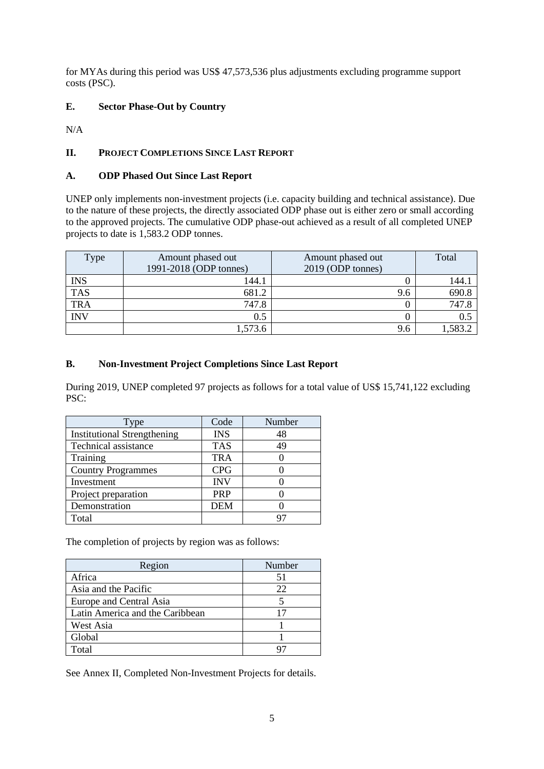for MYAs during this period was US$ 47,573,536 plus adjustments excluding programme support costs (PSC).

### E. Sector Phase-Out by Country

N/A

## II. PROJECT COMPLETIONS SINCE LAST REPORT

### A. ODP Phased Out Since Last Report

UNEP only implements non-investment projects (i.e. capacity building and technical assistance). Due to the nature of these projects, the directly associated ODP phase out is either zero or small according to the approved projects. The cumulative ODP phase-out achieved as a result of all completed UNEP projects to date is 1,583.2 ODP tonnes.

| Type | Amount phased out 1991-2018 (ODP tonnes) | Amount phased out 2019 (ODP tonnes) | Total |
|---|---|---|---|
| INS | 144.1 | 0 | 144.1 |
| TAS | 681.2 | 9.6 | 690.8 |
| TRA | 747.8 | 0 | 747.8 |
| INV | 0.5 | 0 | 0.5 |
| | 1,573.6 | 9.6 | 1,583.2 |

### B. Non-Investment Project Completions Since Last Report

During 2019, UNEP completed 97 projects as follows for a total value of US$ 15,741,122 excluding PSC:

| Type | Code | Number |
|---|---|---|
| Institutional Strengthening | INS | 48 |
| Technical assistance | TAS | 49 |
| Training | TRA | 0 |
| Country Programmes | CPG | 0 |
| Investment | INV | 0 |
| Project preparation | PRP | 0 |
| Demonstration | DEM | 0 |
| Total | | 97 |

The completion of projects by region was as follows:

| Region | Number |
|---|---|
| Africa | 51 |
| Asia and the Pacific | 22 |
| Europe and Central Asia | 5 |
| Latin America and the Caribbean | 17 |
| West Asia | 1 |
| Global | 1 |
| Total | 97 |

See Annex II, Completed Non-Investment Projects for details.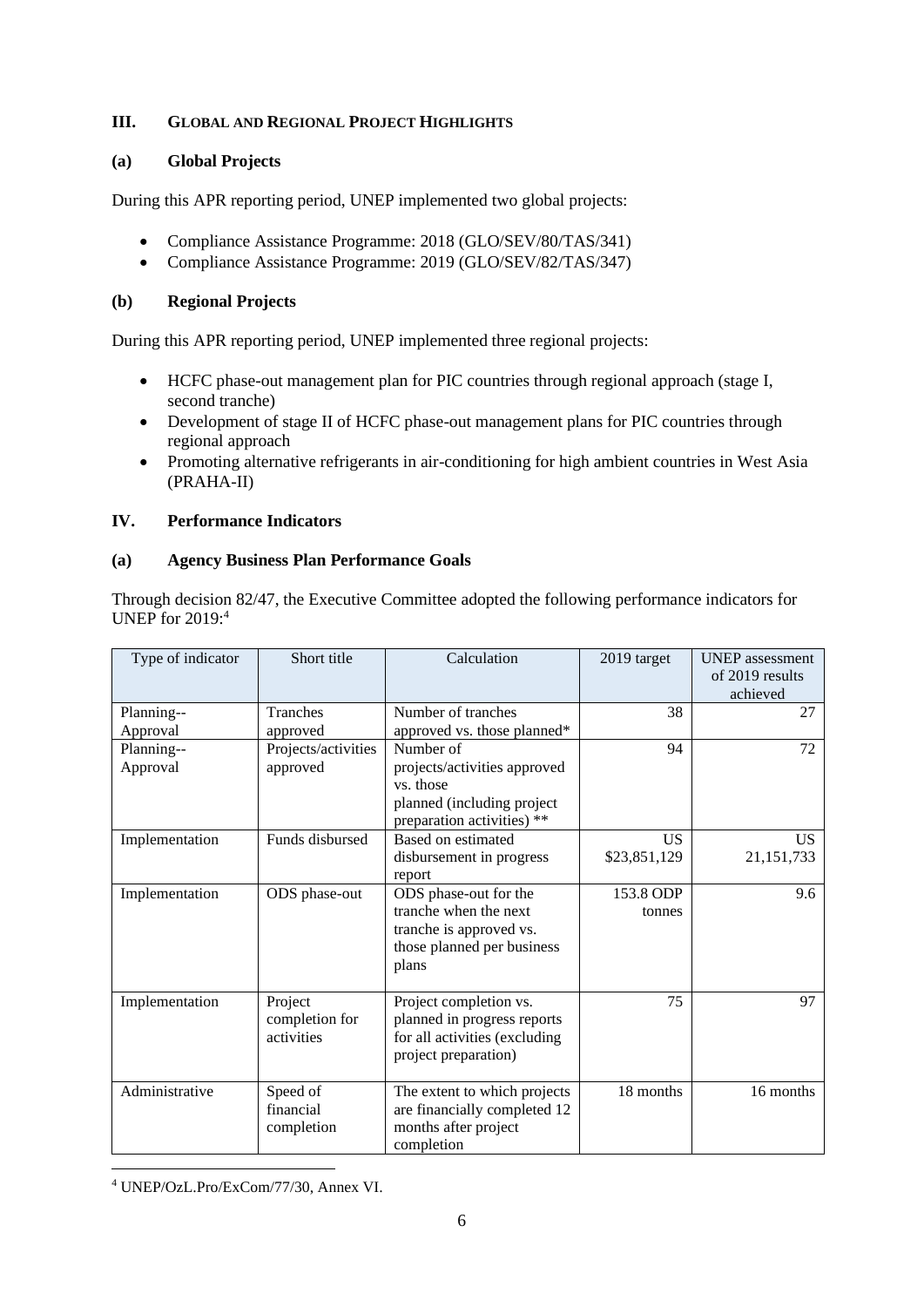## III. GLOBAL AND REGIONAL PROJECT HIGHLIGHTS

### (a) Global Projects

During this APR reporting period, UNEP implemented two global projects:

- Compliance Assistance Programme: 2018 (GLO/SEV/80/TAS/341)
- Compliance Assistance Programme: 2019 (GLO/SEV/82/TAS/347)

### (b) Regional Projects

During this APR reporting period, UNEP implemented three regional projects:

- HCFC phase-out management plan for PIC countries through regional approach (stage I, second tranche)
- Development of stage II of HCFC phase-out management plans for PIC countries through regional approach
- Promoting alternative refrigerants in air-conditioning for high ambient countries in West Asia (PRAHA-II)

## IV. Performance Indicators

### (a) Agency Business Plan Performance Goals

Through decision 82/47, the Executive Committee adopted the following performance indicators for UNEP for 2019:[4]

| Type of indicator | Short title | Calculation | 2019 target | UNEP assessment of 2019 results achieved |
|---|---|---|---|---|
| Planning--Approval | Tranches approved | Number of tranches approved vs. those planned* | 38 | 27 |
| Planning--Approval | Projects/activities approved | Number of projects/activities approved vs. those planned (including project preparation activities) ** | 94 | 72 |
| Implementation | Funds disbursed | Based on estimated disbursement in progress report | US $23,851,129 | US 21,151,733 |
| Implementation | ODS phase-out | ODS phase-out for the tranche when the next tranche is approved vs. those planned per business plans | 153.8 ODP tonnes | 9.6 |
| Implementation | Project completion for activities | Project completion vs. planned in progress reports for all activities (excluding project preparation) | 75 | 97 |
| Administrative | Speed of financial completion | The extent to which projects are financially completed 12 months after project completion | 18 months | 16 months |

[4] UNEP/OzL.Pro/ExCom/77/30, Annex VI.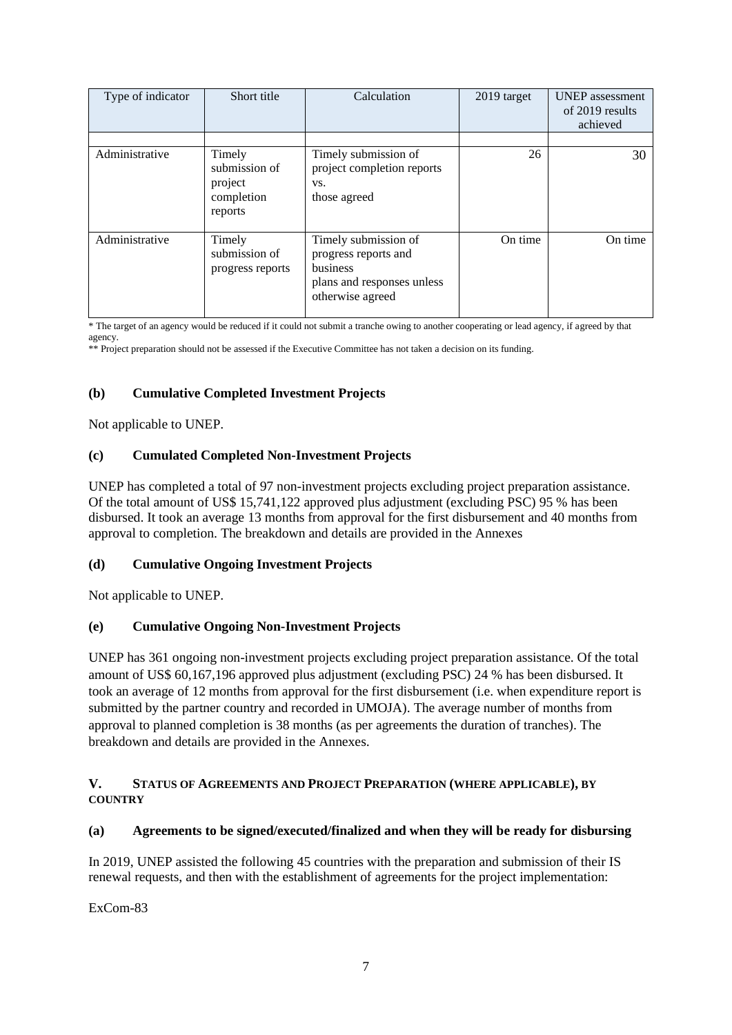| Type of indicator | Short title | Calculation | 2019 target | UNEP assessment of 2019 results achieved |
|---|---|---|---|---|
| | | | | |
| Administrative | Timely submission of project completion reports | Timely submission of project completion reports vs. those agreed | 26 | 30 |
| Administrative | Timely submission of progress reports | Timely submission of progress reports and business plans and responses unless otherwise agreed | On time | On time |

\* The target of an agency would be reduced if it could not submit a tranche owing to another cooperating or lead agency, if agreed by that agency.

\*\* Project preparation should not be assessed if the Executive Committee has not taken a decision on its funding.

### (b) Cumulative Completed Investment Projects

Not applicable to UNEP.

### (c) Cumulated Completed Non-Investment Projects

UNEP has completed a total of 97 non-investment projects excluding project preparation assistance. Of the total amount of US$ 15,741,122 approved plus adjustment (excluding PSC) 95 % has been disbursed. It took an average 13 months from approval for the first disbursement and 40 months from approval to completion. The breakdown and details are provided in the Annexes

### (d) Cumulative Ongoing Investment Projects

Not applicable to UNEP.

### (e) Cumulative Ongoing Non-Investment Projects

UNEP has 361 ongoing non-investment projects excluding project preparation assistance. Of the total amount of US$ 60,167,196 approved plus adjustment (excluding PSC) 24 % has been disbursed. It took an average of 12 months from approval for the first disbursement (i.e. when expenditure report is submitted by the partner country and recorded in UMOJA). The average number of months from approval to planned completion is 38 months (as per agreements the duration of tranches). The breakdown and details are provided in the Annexes.

## V. STATUS OF AGREEMENTS AND PROJECT PREPARATION (WHERE APPLICABLE), BY COUNTRY

### (a) Agreements to be signed/executed/finalized and when they will be ready for disbursing

In 2019, UNEP assisted the following 45 countries with the preparation and submission of their IS renewal requests, and then with the establishment of agreements for the project implementation:

ExCom-83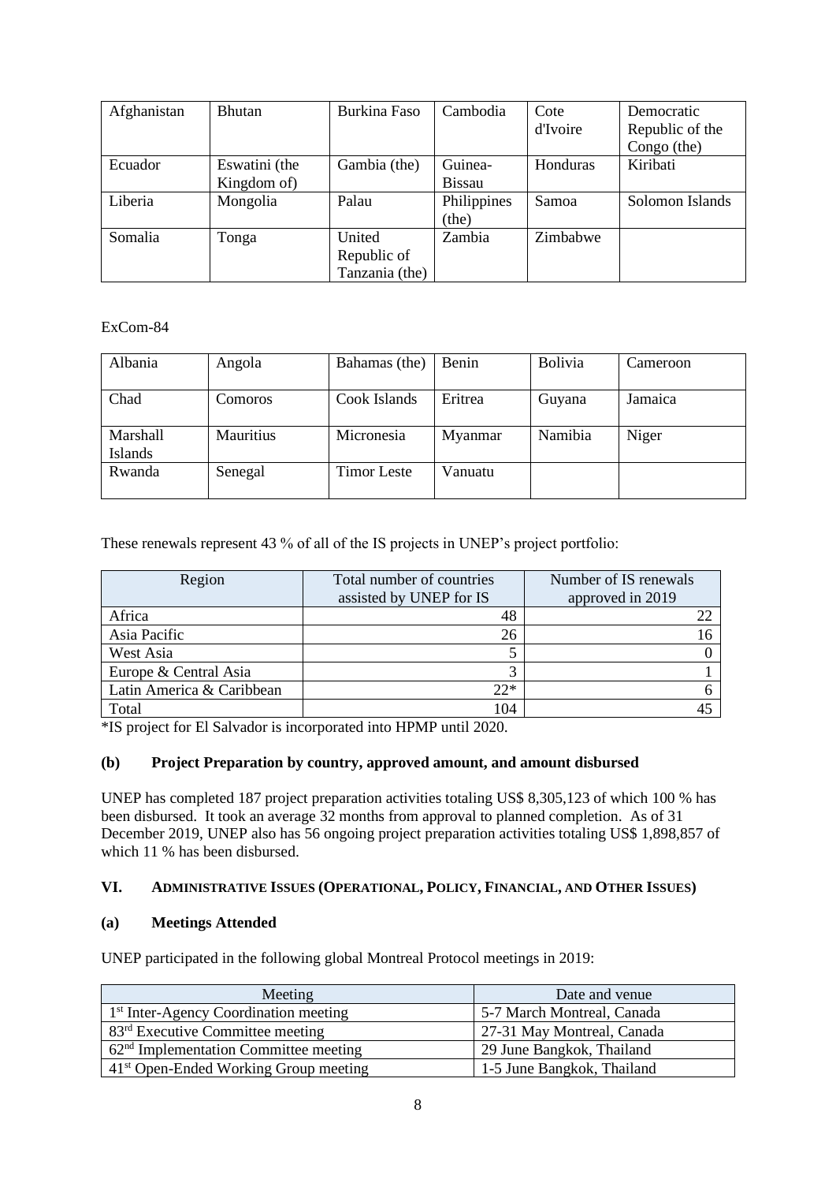| Afghanistan | Bhutan | Burkina Faso | Cambodia | Cote d'Ivoire | Democratic Republic of the Congo (the) |
|---|---|---|---|---|---|
| Ecuador | Eswatini (the Kingdom of) | Gambia (the) | Guinea-Bissau | Honduras | Kiribati |
| Liberia | Mongolia | Palau | Philippines (the) | Samoa | Solomon Islands |
| Somalia | Tonga | United Republic of Tanzania (the) | Zambia | Zimbabwe | |

ExCom-84

| Albania | Angola | Bahamas (the) | Benin | Bolivia | Cameroon |
|---|---|---|---|---|---|
| Chad | Comoros | Cook Islands | Eritrea | Guyana | Jamaica |
| Marshall Islands | Mauritius | Micronesia | Myanmar | Namibia | Niger |
| Rwanda | Senegal | Timor Leste | Vanuatu | | |

These renewals represent 43 % of all of the IS projects in UNEP's project portfolio:

| Region | Total number of countries assisted by UNEP for IS | Number of IS renewals approved in 2019 |
|---|---|---|
| Africa | 48 | 22 |
| Asia Pacific | 26 | 16 |
| West Asia | 5 | 0 |
| Europe & Central Asia | 3 | 1 |
| Latin America & Caribbean | 22* | 6 |
| Total | 104 | 45 |

*IS project for El Salvador is incorporated into HPMP until 2020.

### (b) Project Preparation by country, approved amount, and amount disbursed

UNEP has completed 187 project preparation activities totaling US$ 8,305,123 of which 100 % has been disbursed. It took an average 32 months from approval to planned completion. As of 31 December 2019, UNEP also has 56 ongoing project preparation activities totaling US$ 1,898,857 of which 11 % has been disbursed.

## VI. ADMINISTRATIVE ISSUES (OPERATIONAL, POLICY, FINANCIAL, AND OTHER ISSUES)

### (a) Meetings Attended

UNEP participated in the following global Montreal Protocol meetings in 2019:

| Meeting | Date and venue |
|---|---|
| 1st Inter-Agency Coordination meeting | 5-7 March Montreal, Canada |
| 83rd Executive Committee meeting | 27-31 May Montreal, Canada |
| 62nd Implementation Committee meeting | 29 June Bangkok, Thailand |
| 41st Open-Ended Working Group meeting | 1-5 June Bangkok, Thailand |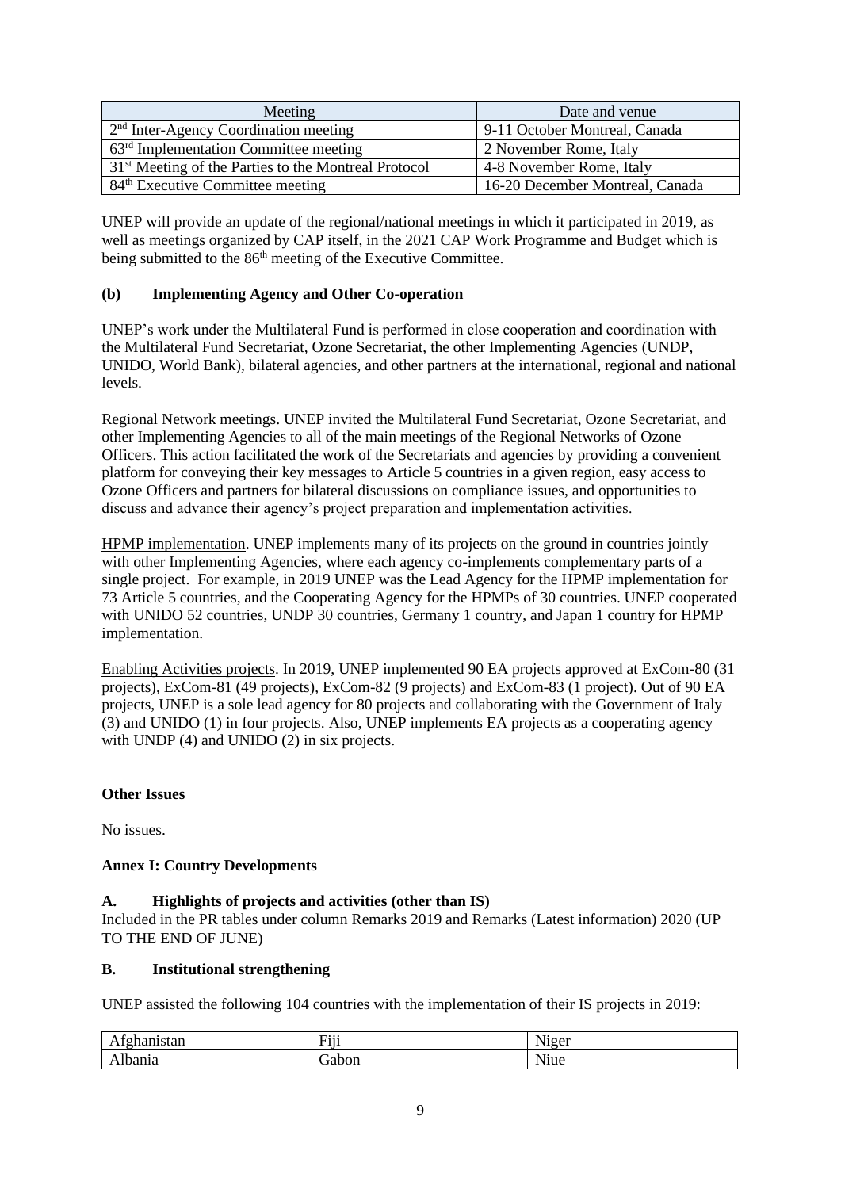| Meeting | Date and venue |
| --- | --- |
| 2nd Inter-Agency Coordination meeting | 9-11 October Montreal, Canada |
| 63rd Implementation Committee meeting | 2 November Rome, Italy |
| 31st Meeting of the Parties to the Montreal Protocol | 4-8 November Rome, Italy |
| 84th Executive Committee meeting | 16-20 December Montreal, Canada |

UNEP will provide an update of the regional/national meetings in which it participated in 2019, as well as meetings organized by CAP itself, in the 2021 CAP Work Programme and Budget which is being submitted to the 86th meeting of the Executive Committee.

### (b) Implementing Agency and Other Co-operation

UNEP's work under the Multilateral Fund is performed in close cooperation and coordination with the Multilateral Fund Secretariat, Ozone Secretariat, the other Implementing Agencies (UNDP, UNIDO, World Bank), bilateral agencies, and other partners at the international, regional and national levels.

Regional Network meetings. UNEP invited the Multilateral Fund Secretariat, Ozone Secretariat, and other Implementing Agencies to all of the main meetings of the Regional Networks of Ozone Officers. This action facilitated the work of the Secretariats and agencies by providing a convenient platform for conveying their key messages to Article 5 countries in a given region, easy access to Ozone Officers and partners for bilateral discussions on compliance issues, and opportunities to discuss and advance their agency's project preparation and implementation activities.

HPMP implementation. UNEP implements many of its projects on the ground in countries jointly with other Implementing Agencies, where each agency co-implements complementary parts of a single project. For example, in 2019 UNEP was the Lead Agency for the HPMP implementation for 73 Article 5 countries, and the Cooperating Agency for the HPMPs of 30 countries. UNEP cooperated with UNIDO 52 countries, UNDP 30 countries, Germany 1 country, and Japan 1 country for HPMP implementation.

Enabling Activities projects. In 2019, UNEP implemented 90 EA projects approved at ExCom-80 (31 projects), ExCom-81 (49 projects), ExCom-82 (9 projects) and ExCom-83 (1 project). Out of 90 EA projects, UNEP is a sole lead agency for 80 projects and collaborating with the Government of Italy (3) and UNIDO (1) in four projects. Also, UNEP implements EA projects as a cooperating agency with UNDP (4) and UNIDO (2) in six projects.

### Other Issues

No issues.

### Annex I: Country Developments

### A. Highlights of projects and activities (other than IS)

Included in the PR tables under column Remarks 2019 and Remarks (Latest information) 2020 (UP TO THE END OF JUNE)

### B. Institutional strengthening

UNEP assisted the following 104 countries with the implementation of their IS projects in 2019:

| | | |
| --- | --- | --- |
| Afghanistan | Fiji | Niger |
| Albania | Gabon | Niue |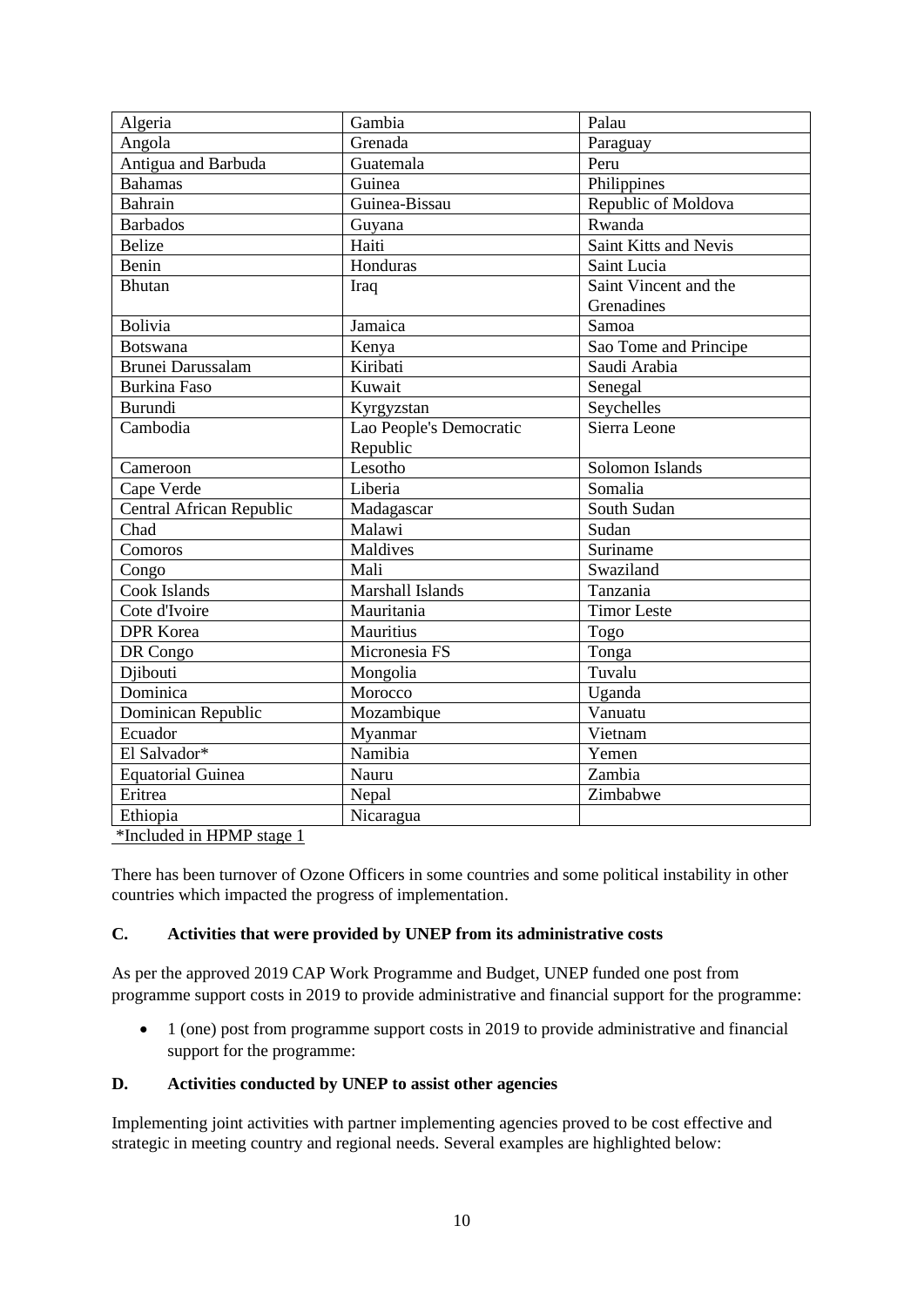| Algeria | Gambia | Palau |
|---|---|---|
| Angola | Grenada | Paraguay |
| Antigua and Barbuda | Guatemala | Peru |
| Bahamas | Guinea | Philippines |
| Bahrain | Guinea-Bissau | Republic of Moldova |
| Barbados | Guyana | Rwanda |
| Belize | Haiti | Saint Kitts and Nevis |
| Benin | Honduras | Saint Lucia |
| Bhutan | Iraq | Saint Vincent and the Grenadines |
| Bolivia | Jamaica | Samoa |
| Botswana | Kenya | Sao Tome and Principe |
| Brunei Darussalam | Kiribati | Saudi Arabia |
| Burkina Faso | Kuwait | Senegal |
| Burundi | Kyrgyzstan | Seychelles |
| Cambodia | Lao People's Democratic Republic | Sierra Leone |
| Cameroon | Lesotho | Solomon Islands |
| Cape Verde | Liberia | Somalia |
| Central African Republic | Madagascar | South Sudan |
| Chad | Malawi | Sudan |
| Comoros | Maldives | Suriname |
| Congo | Mali | Swaziland |
| Cook Islands | Marshall Islands | Tanzania |
| Cote d'Ivoire | Mauritania | Timor Leste |
| DPR Korea | Mauritius | Togo |
| DR Congo | Micronesia FS | Tonga |
| Djibouti | Mongolia | Tuvalu |
| Dominica | Morocco | Uganda |
| Dominican Republic | Mozambique | Vanuatu |
| Ecuador | Myanmar | Vietnam |
| El Salvador* | Namibia | Yemen |
| Equatorial Guinea | Nauru | Zambia |
| Eritrea | Nepal | Zimbabwe |
| Ethiopia | Nicaragua | |

*Included in HPMP stage 1

There has been turnover of Ozone Officers in some countries and some political instability in other countries which impacted the progress of implementation.

### C. Activities that were provided by UNEP from its administrative costs

As per the approved 2019 CAP Work Programme and Budget, UNEP funded one post from programme support costs in 2019 to provide administrative and financial support for the programme:

- 1 (one) post from programme support costs in 2019 to provide administrative and financial support for the programme:

### D. Activities conducted by UNEP to assist other agencies

Implementing joint activities with partner implementing agencies proved to be cost effective and strategic in meeting country and regional needs. Several examples are highlighted below: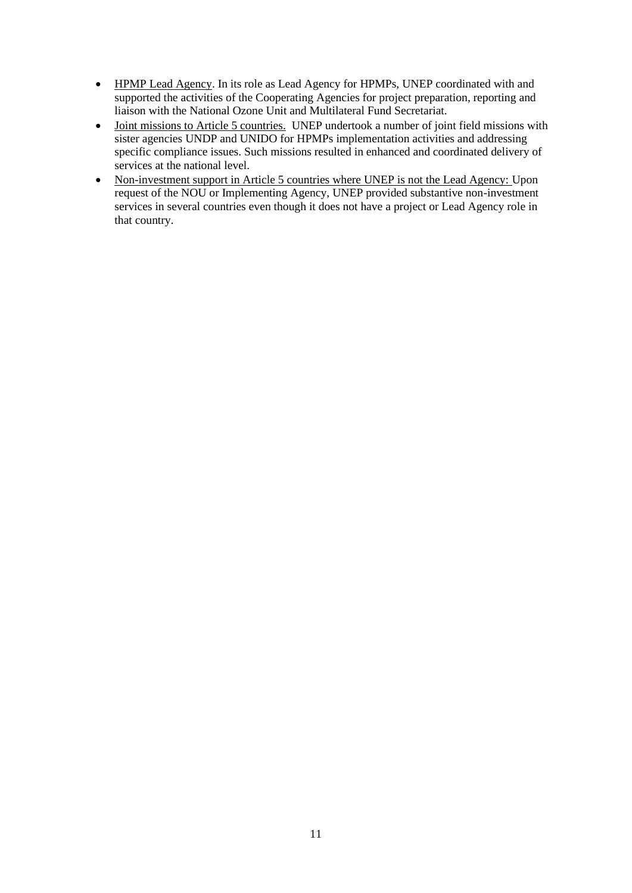- <u>HPMP Lead Agency</u>. In its role as Lead Agency for HPMPs, UNEP coordinated with and supported the activities of the Cooperating Agencies for project preparation, reporting and liaison with the National Ozone Unit and Multilateral Fund Secretariat.
- <u>Joint missions to Article 5 countries.</u> UNEP undertook a number of joint field missions with sister agencies UNDP and UNIDO for HPMPs implementation activities and addressing specific compliance issues. Such missions resulted in enhanced and coordinated delivery of services at the national level.
- <u>Non-investment support in Article 5 countries where UNEP is not the Lead Agency:</u> Upon request of the NOU or Implementing Agency, UNEP provided substantive non-investment services in several countries even though it does not have a project or Lead Agency role in that country.